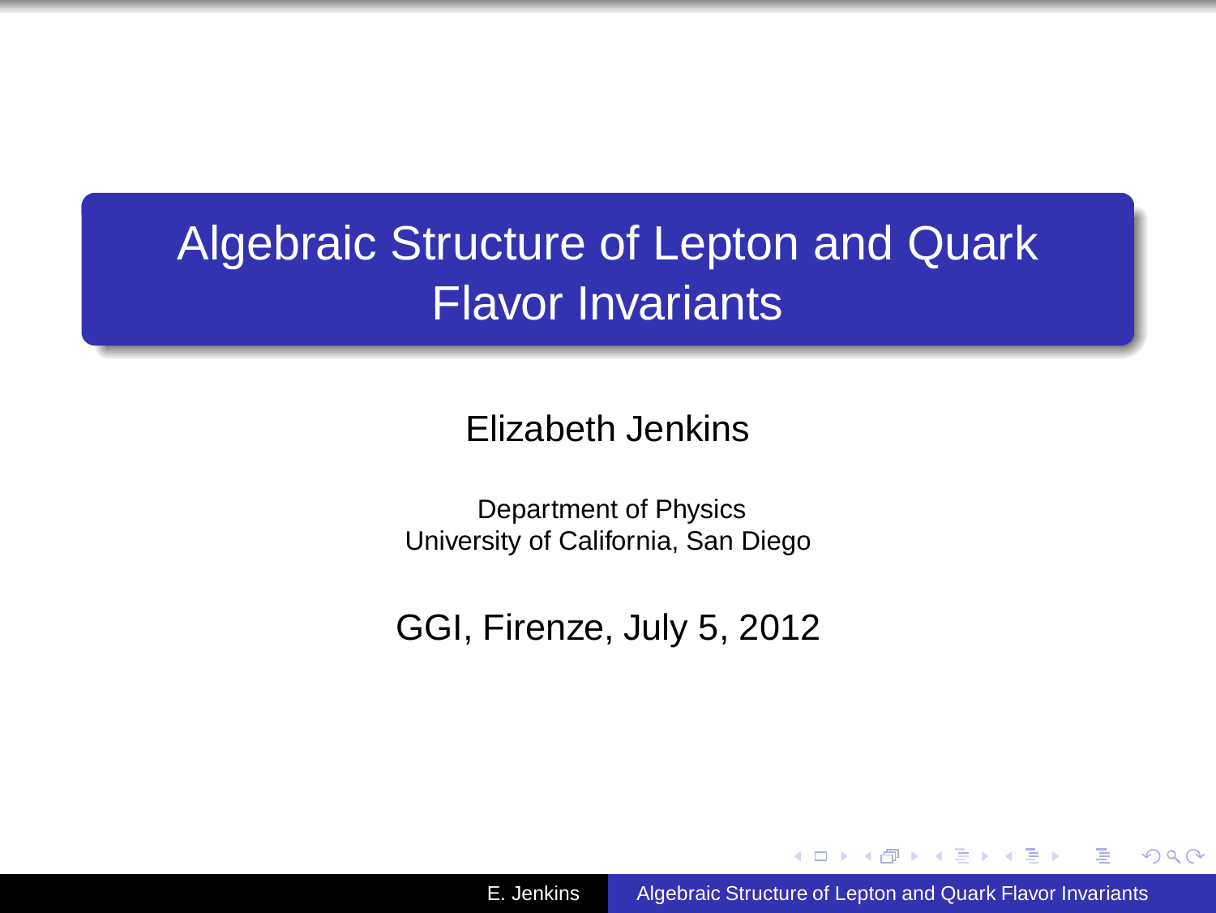# Algebraic Structure of Lepton and Quark Flavor Invariants

Elizabeth Jenkins

Department of Physics
University of California, San Diego

GGI, Firenze, July 5, 2012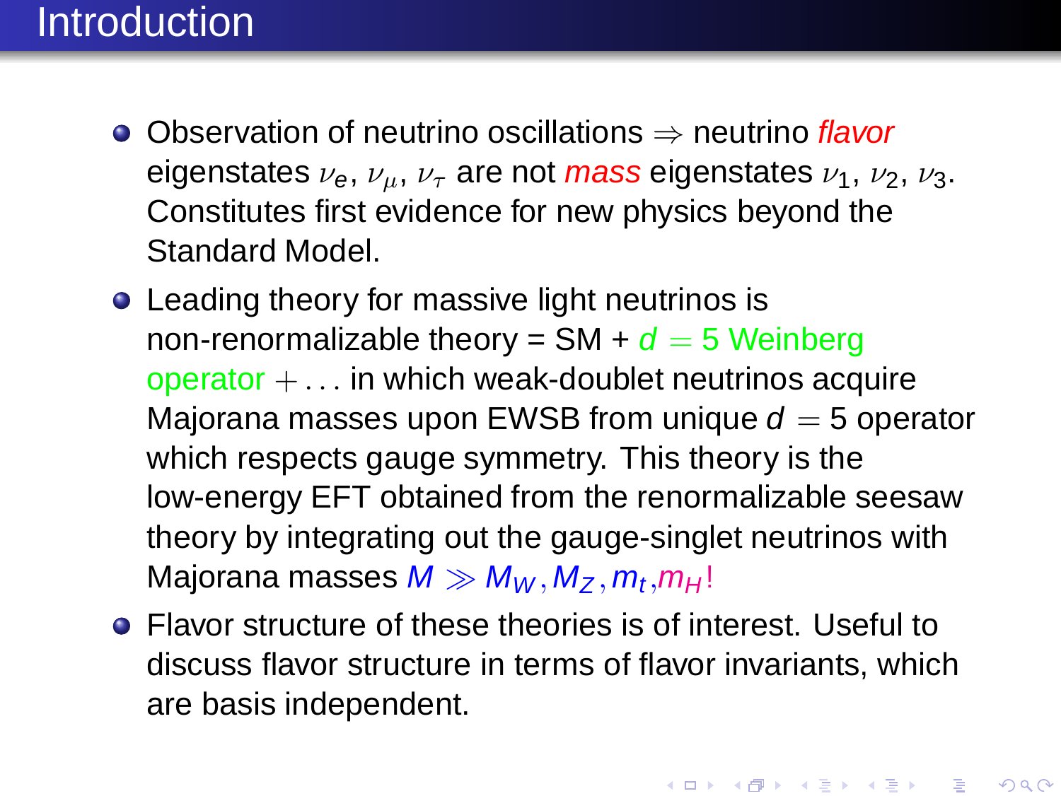# Introduction

- Observation of neutrino oscillations $\Rightarrow$ neutrino *flavor* eigenstates $\nu_e$, $\nu_\mu$, $\nu_\tau$ are not *mass* eigenstates $\nu_1$, $\nu_2$, $\nu_3$. Constitutes first evidence for new physics beyond the Standard Model.
- Leading theory for massive light neutrinos is non-renormalizable theory = SM + $d = 5$ Weinberg operator $+ \ldots$ in which weak-doublet neutrinos acquire Majorana masses upon EWSB from unique $d = 5$ operator which respects gauge symmetry. This theory is the low-energy EFT obtained from the renormalizable seesaw theory by integrating out the gauge-singlet neutrinos with Majorana masses $M \gg M_W, M_Z, m_t, m_H$!
- Flavor structure of these theories is of interest. Useful to discuss flavor structure in terms of flavor invariants, which are basis independent.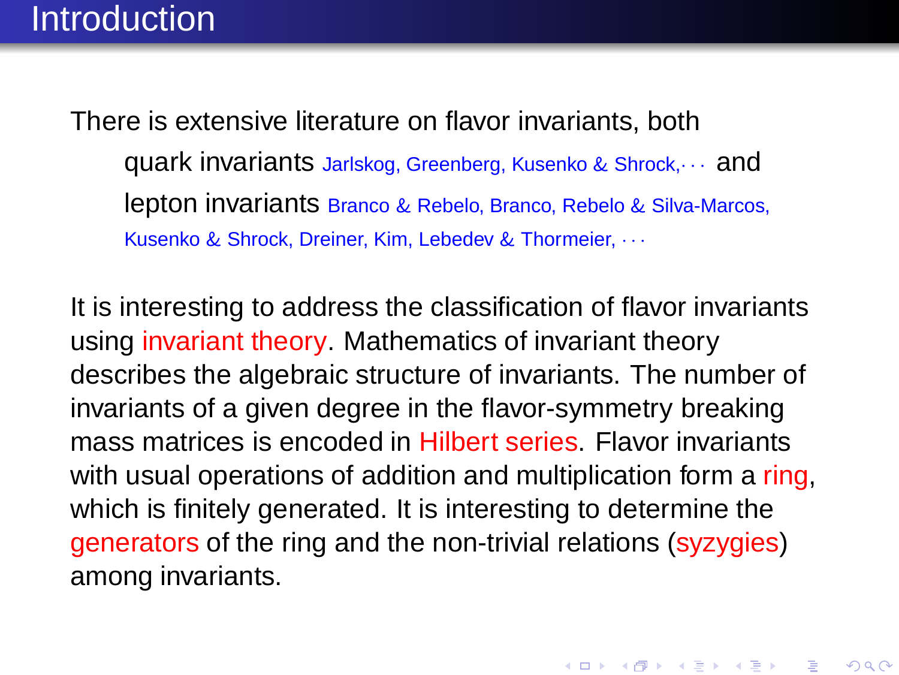# Introduction

There is extensive literature on flavor invariants, both

> quark invariants Jarlskog, Greenberg, Kusenko & Shrock,··· and
>
> lepton invariants Branco & Rebelo, Branco, Rebelo & Silva-Marcos, Kusenko & Shrock, Dreiner, Kim, Lebedev & Thormeier, ···

It is interesting to address the classification of flavor invariants using invariant theory. Mathematics of invariant theory describes the algebraic structure of invariants. The number of invariants of a given degree in the flavor-symmetry breaking mass matrices is encoded in Hilbert series. Flavor invariants with usual operations of addition and multiplication form a ring, which is finitely generated. It is interesting to determine the generators of the ring and the non-trivial relations (syzygies) among invariants.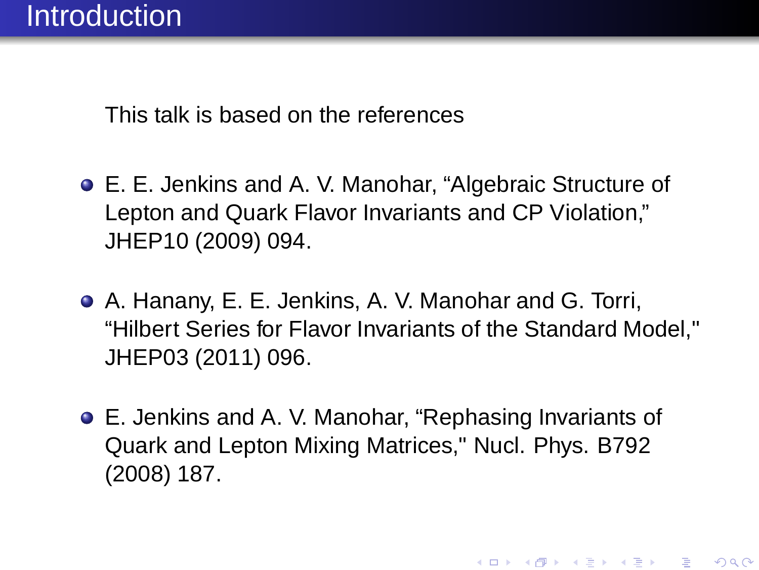# Introduction

This talk is based on the references

- E. E. Jenkins and A. V. Manohar, “Algebraic Structure of Lepton and Quark Flavor Invariants and CP Violation,” JHEP10 (2009) 094.
- A. Hanany, E. E. Jenkins, A. V. Manohar and G. Torri, “Hilbert Series for Flavor Invariants of the Standard Model," JHEP03 (2011) 096.
- E. Jenkins and A. V. Manohar, “Rephasing Invariants of Quark and Lepton Mixing Matrices," Nucl. Phys. B792 (2008) 187.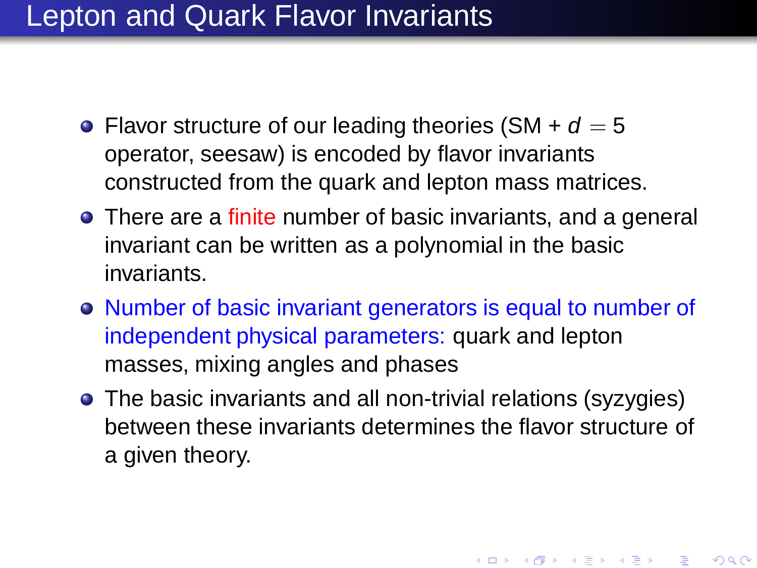# Lepton and Quark Flavor Invariants

- Flavor structure of our leading theories (SM + $d = 5$ operator, seesaw) is encoded by flavor invariants constructed from the quark and lepton mass matrices.
- There are a finite number of basic invariants, and a general invariant can be written as a polynomial in the basic invariants.
- Number of basic invariant generators is equal to number of independent physical parameters: quark and lepton masses, mixing angles and phases
- The basic invariants and all non-trivial relations (syzygies) between these invariants determines the flavor structure of a given theory.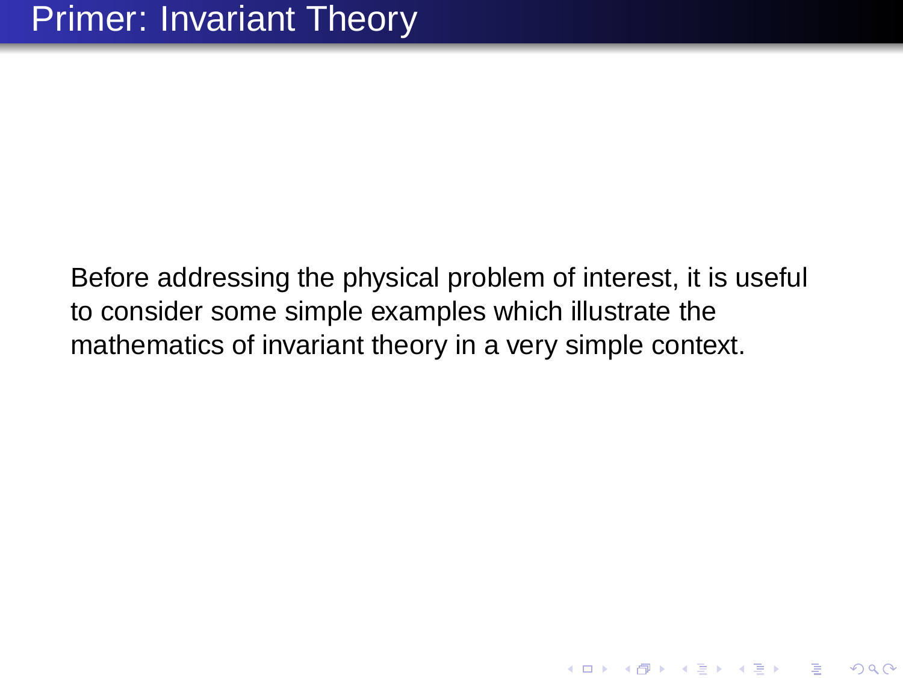# Primer: Invariant Theory

Before addressing the physical problem of interest, it is useful to consider some simple examples which illustrate the mathematics of invariant theory in a very simple context.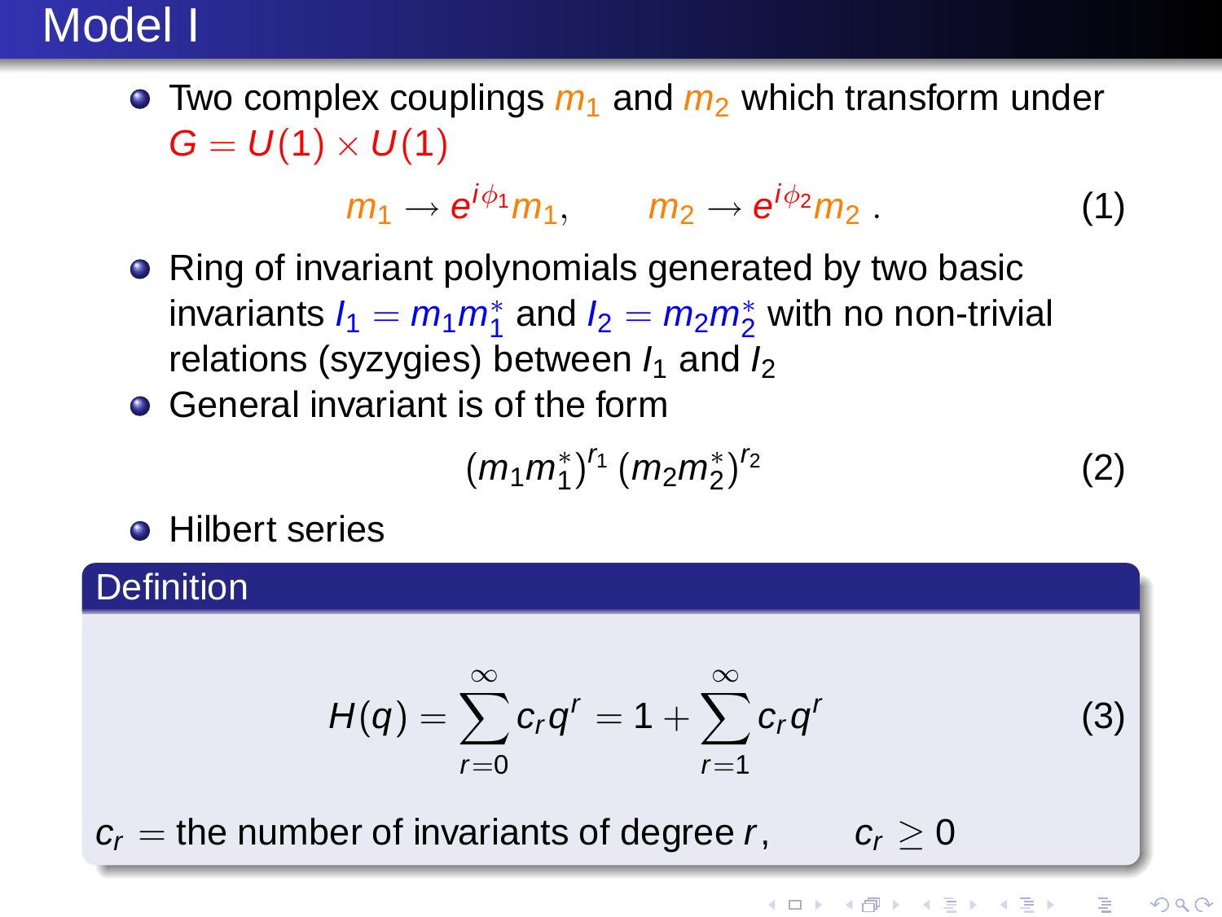# Model I

- Two complex couplings $m_1$ and $m_2$ which transform under $G = U(1) \times U(1)$

$$m_1 \to e^{i\phi_1} m_1, \qquad m_2 \to e^{i\phi_2} m_2 \, . \tag{1}$$

- Ring of invariant polynomials generated by two basic invariants $I_1 = m_1 m_1^*$ and $I_2 = m_2 m_2^*$ with no non-trivial relations (syzygies) between $I_1$ and $I_2$
- General invariant is of the form

$$(m_1 m_1^*)^{r_1} \, (m_2 m_2^*)^{r_2} \tag{2}$$

- Hilbert series

**Definition**

$$H(q) = \sum_{r=0}^{\infty} c_r q^r = 1 + \sum_{r=1}^{\infty} c_r q^r \tag{3}$$

$c_r =$ the number of invariants of degree $r$, $\qquad c_r \geq 0$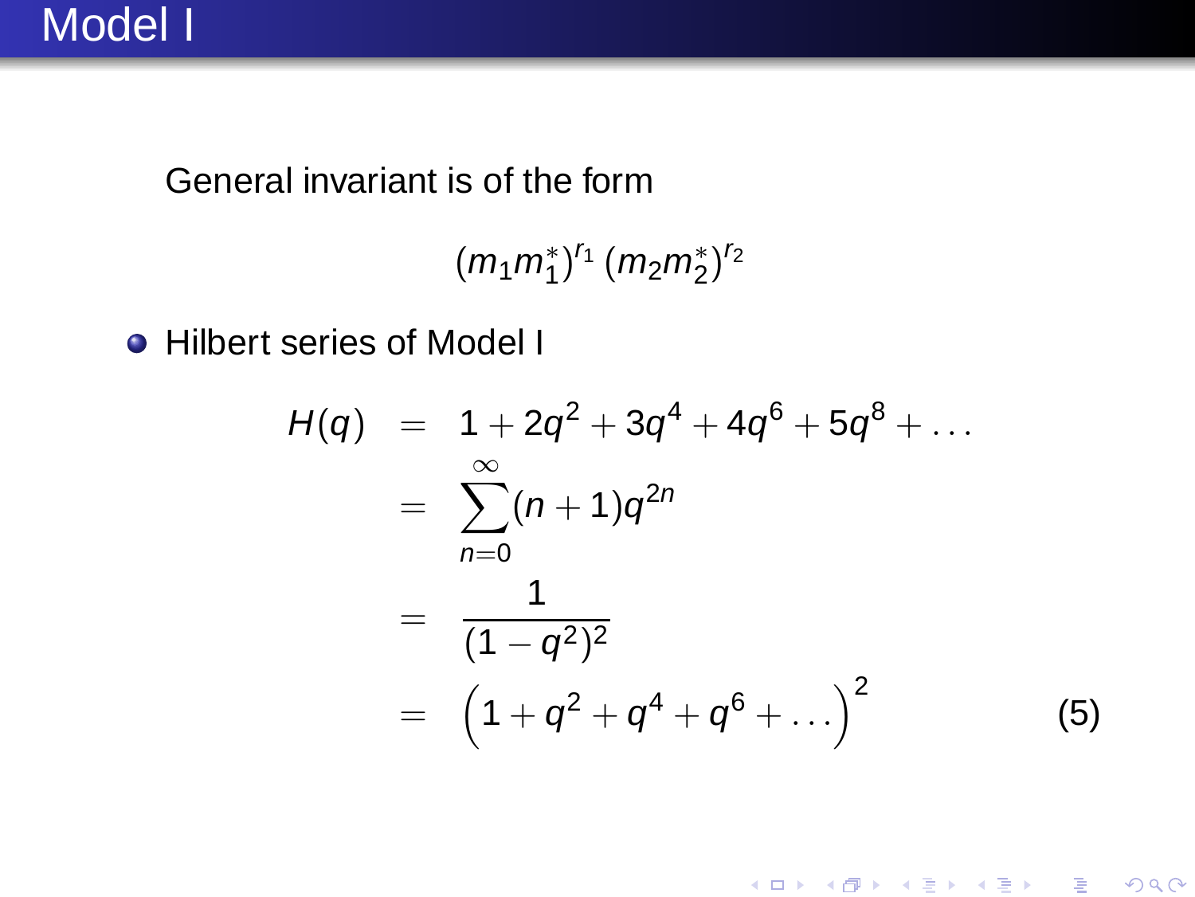# Model I

General invariant is of the form

$$(m_1 m_1^*)^{r_1} \, (m_2 m_2^*)^{r_2}$$

- Hilbert series of Model I

$$\begin{aligned}
H(q) &= 1 + 2q^2 + 3q^4 + 4q^6 + 5q^8 + \ldots \\
&= \sum_{n=0}^{\infty} (n+1) q^{2n} \\
&= \frac{1}{(1-q^2)^2} \\
&= \left(1 + q^2 + q^4 + q^6 + \ldots\right)^2
\end{aligned} \tag{5}$$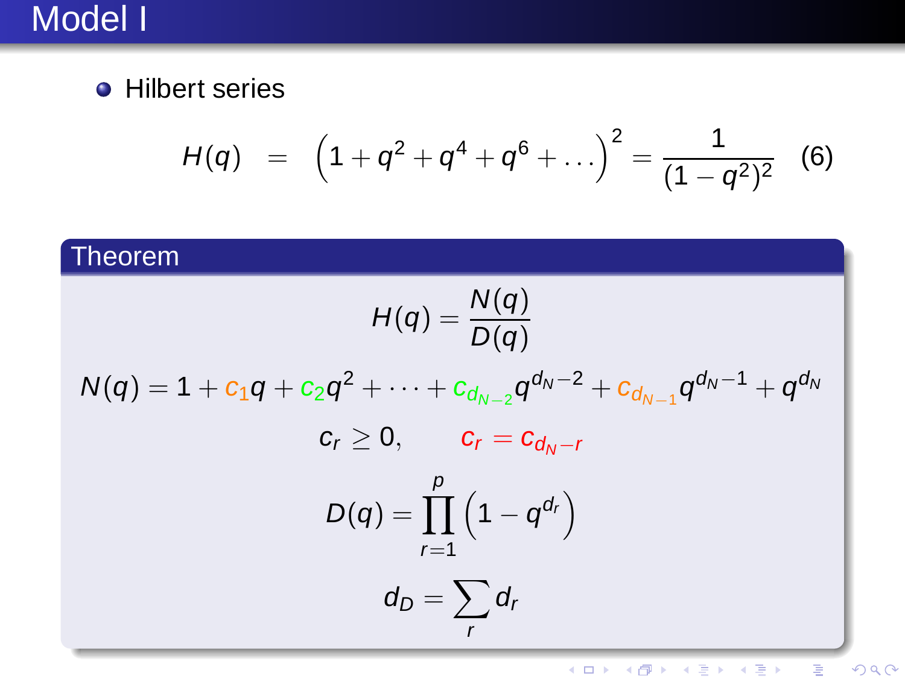# Model I

- Hilbert series

$$H(q) = \left(1 + q^2 + q^4 + q^6 + \dots\right)^2 = \frac{1}{(1-q^2)^2} \quad (6)$$

## Theorem

$$H(q) = \frac{N(q)}{D(q)}$$

$$N(q) = 1 + c_1 q + c_2 q^2 + \dots + c_{d_{N-2}} q^{d_N - 2} + c_{d_{N-1}} q^{d_N - 1} + q^{d_N}$$

$$c_r \geq 0, \qquad c_r = c_{d_N - r}$$

$$D(q) = \prod_{r=1}^{p} \left(1 - q^{d_r}\right)$$

$$d_D = \sum_r d_r$$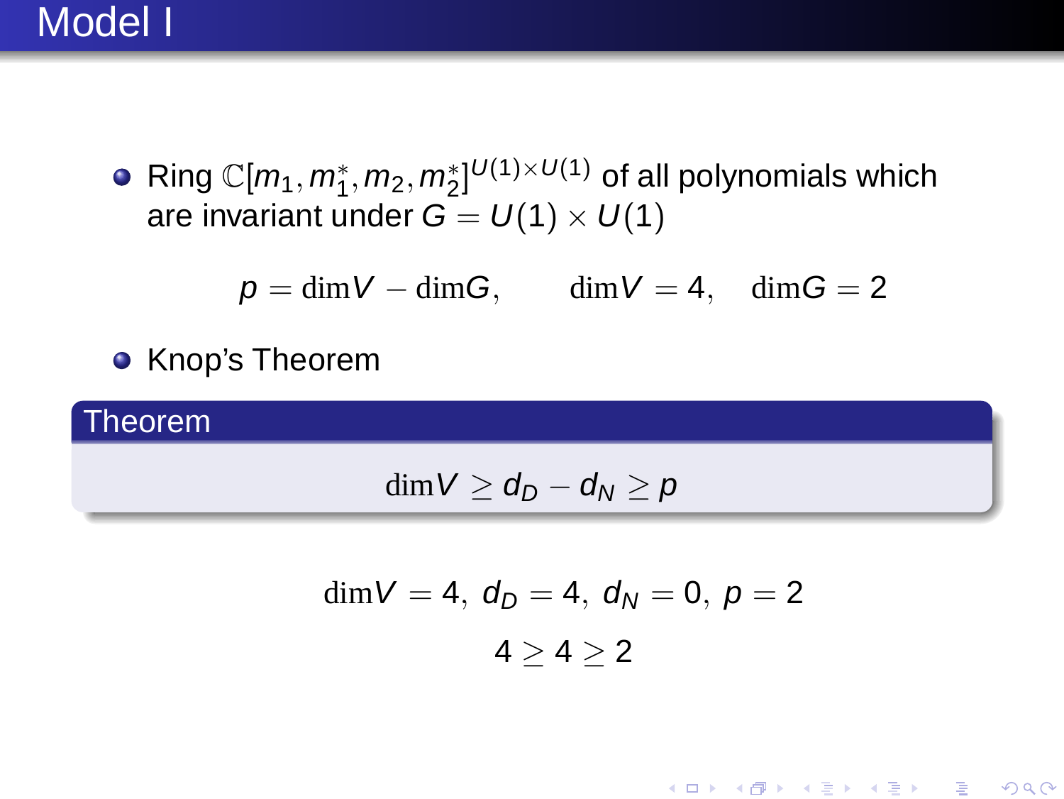# Model I

- Ring $\mathbb{C}[m_1, m_1^*, m_2, m_2^*]^{U(1)\times U(1)}$ of all polynomials which are invariant under $G = U(1) \times U(1)$

$$p = \mathrm{dim}V - \mathrm{dim}G, \qquad \mathrm{dim}V = 4, \quad \mathrm{dim}G = 2$$

- Knop's Theorem

**Theorem**

$$\mathrm{dim}V \geq d_D - d_N \geq p$$

$$\mathrm{dim}V = 4, \ d_D = 4, \ d_N = 0, \ p = 2$$

$$4 \geq 4 \geq 2$$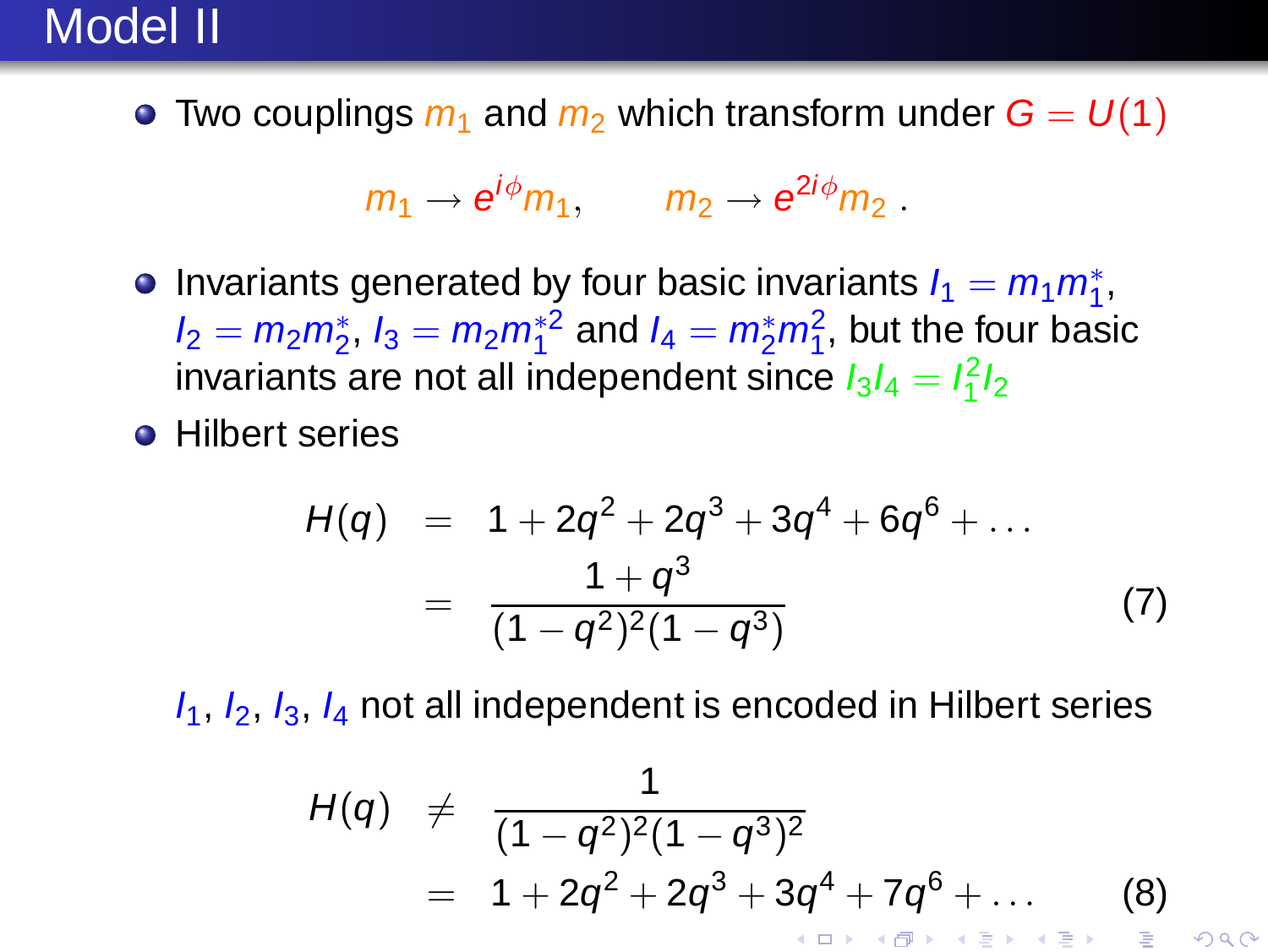# Model II

- Two couplings $m_1$ and $m_2$ which transform under $G = U(1)$

$$m_1 \to e^{i\phi} m_1, \qquad m_2 \to e^{2i\phi} m_2 \; .$$

- Invariants generated by four basic invariants $I_1 = m_1 m_1^*$, $I_2 = m_2 m_2^*$, $I_3 = m_2 m_1^{*2}$ and $I_4 = m_2^* m_1^2$, but the four basic invariants are not all independent since $I_3 I_4 = I_1^2 I_2$
- Hilbert series

$$\begin{aligned} H(q) &= 1 + 2q^2 + 2q^3 + 3q^4 + 6q^6 + \ldots \\ &= \frac{1+q^3}{(1-q^2)^2(1-q^3)} \end{aligned} \tag{7}$$

$I_1$, $I_2$, $I_3$, $I_4$ not all independent is encoded in Hilbert series

$$\begin{aligned} H(q) &\neq \frac{1}{(1-q^2)^2(1-q^3)^2} \\ &= 1 + 2q^2 + 2q^3 + 3q^4 + 7q^6 + \ldots \end{aligned} \tag{8}$$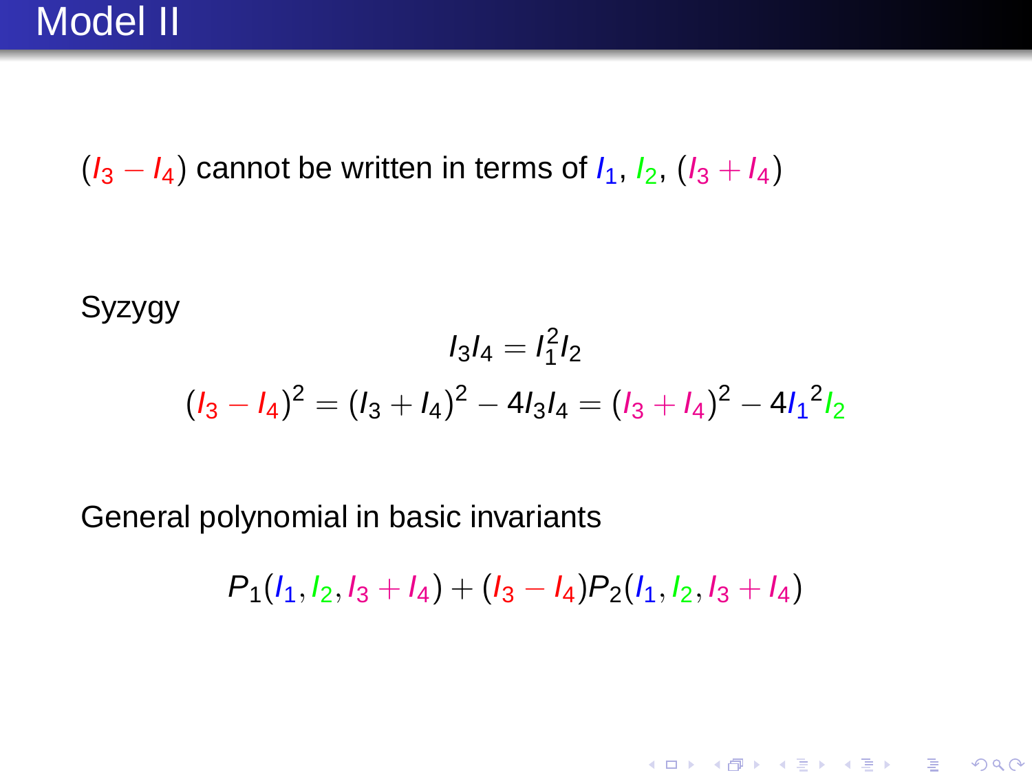# Model II

$(I_3 - I_4)$ cannot be written in terms of $I_1$, $I_2$, $(I_3 + I_4)$

Syzygy

$$I_3 I_4 = I_1^2 I_2$$

$$(I_3 - I_4)^2 = (I_3 + I_4)^2 - 4 I_3 I_4 = (I_3 + I_4)^2 - 4{I_1}^2 I_2$$

General polynomial in basic invariants

$$P_1(I_1, I_2, I_3 + I_4) + (I_3 - I_4) P_2(I_1, I_2, I_3 + I_4)$$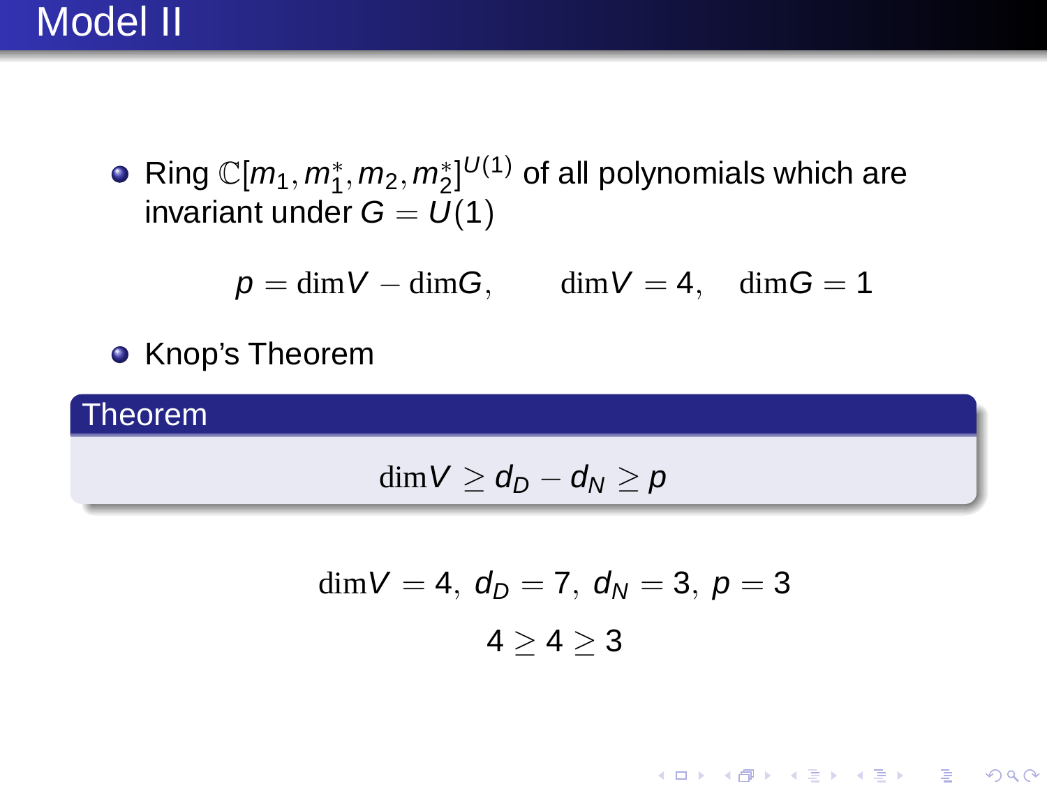# Model II

- Ring $\mathbb{C}[m_1, m_1^*, m_2, m_2^*]^{U(1)}$ of all polynomials which are invariant under $G = U(1)$

$$p = \mathrm{dim}V - \mathrm{dim}G, \qquad \mathrm{dim}V = 4, \quad \mathrm{dim}G = 1$$

- Knop's Theorem

**Theorem**

$$\mathrm{dim}V \geq d_D - d_N \geq p$$

$$\mathrm{dim}V = 4,\ d_D = 7,\ d_N = 3,\ p = 3$$

$$4 \geq 4 \geq 3$$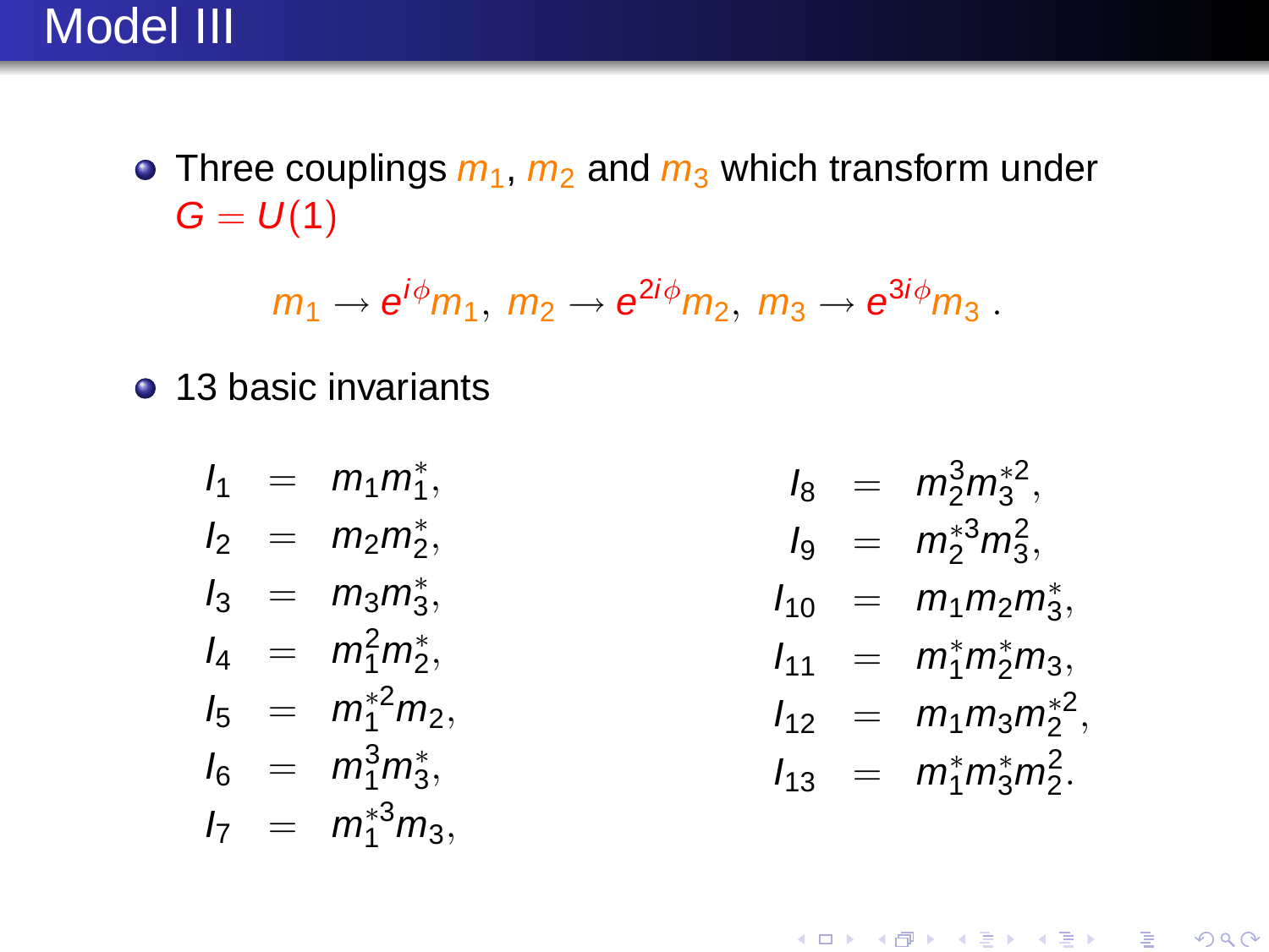# Model III

- Three couplings $m_1$, $m_2$ and $m_3$ which transform under $G = U(1)$

$$m_1 \to e^{i\phi} m_1, \; m_2 \to e^{2i\phi} m_2, \; m_3 \to e^{3i\phi} m_3 \, .$$

- 13 basic invariants

$$
\begin{aligned}
I_1 &= m_1 m_1^*, \\
I_2 &= m_2 m_2^*, \\
I_3 &= m_3 m_3^*, \\
I_4 &= m_1^2 m_2^*, \\
I_5 &= m_1^{*2} m_2, \\
I_6 &= m_1^3 m_3^*, \\
I_7 &= m_1^{*3} m_3,
\end{aligned}
\qquad
\begin{aligned}
I_8 &= m_2^3 m_3^{*2}, \\
I_9 &= m_2^{*3} m_3^2, \\
I_{10} &= m_1 m_2 m_3^*, \\
I_{11} &= m_1^* m_2^* m_3, \\
I_{12} &= m_1 m_3 m_2^{*2}, \\
I_{13} &= m_1^* m_3^* m_2^2.
\end{aligned}
$$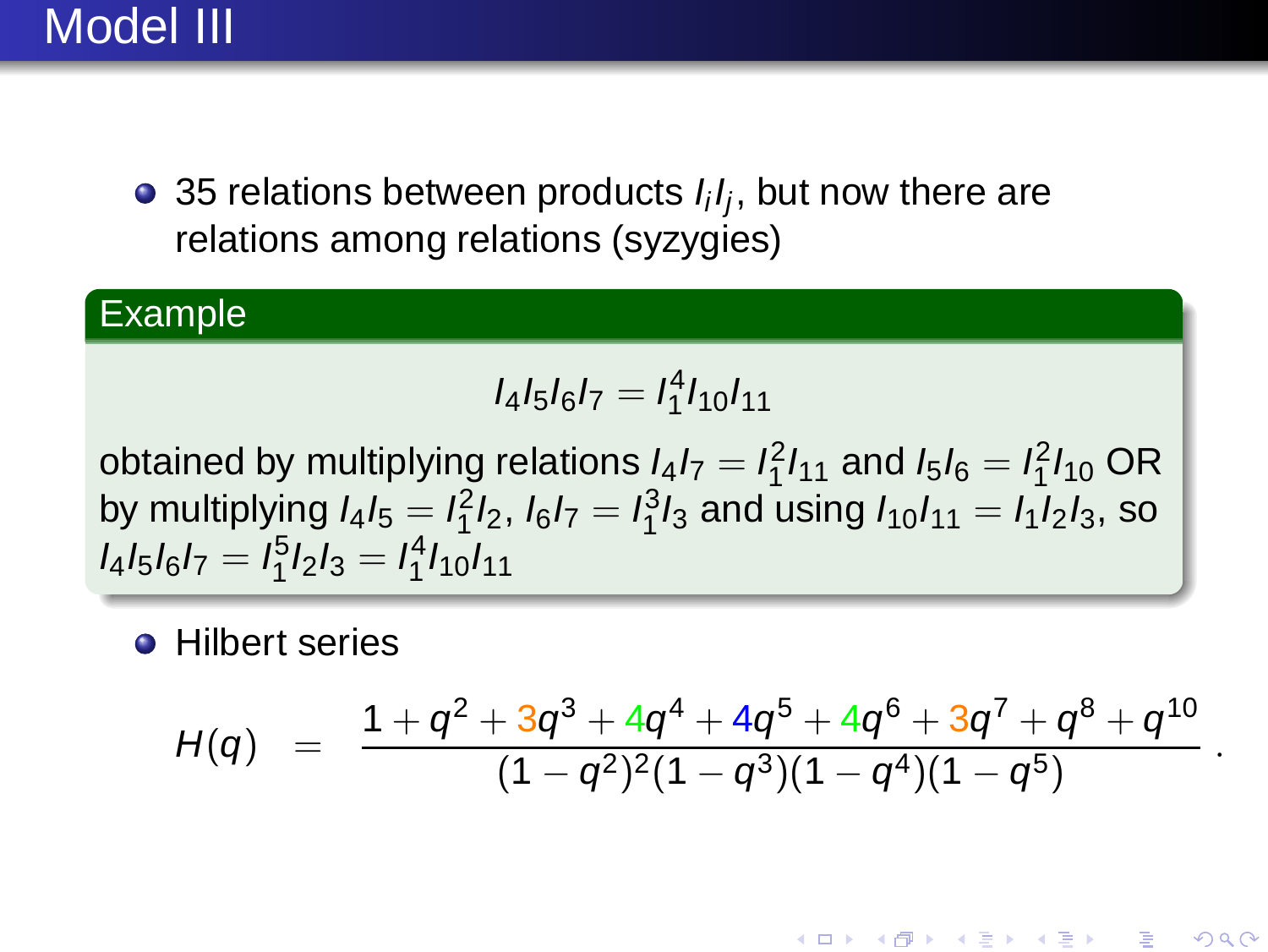# Model III

- 35 relations between products $I_i I_j$, but now there are relations among relations (syzygies)

**Example**

$$I_4 I_5 I_6 I_7 = I_1^4 I_{10} I_{11}$$

obtained by multiplying relations $I_4 I_7 = I_1^2 I_{11}$ and $I_5 I_6 = I_1^2 I_{10}$ OR by multiplying $I_4 I_5 = I_1^2 I_2$, $I_6 I_7 = I_1^3 I_3$ and using $I_{10} I_{11} = I_1 I_2 I_3$, so $I_4 I_5 I_6 I_7 = I_1^5 I_2 I_3 = I_1^4 I_{10} I_{11}$

- Hilbert series

$$H(q) \quad = \quad \frac{1 + q^2 + 3q^3 + 4q^4 + 4q^5 + 4q^6 + 3q^7 + q^8 + q^{10}}{(1-q^2)^2(1-q^3)(1-q^4)(1-q^5)} \, .$$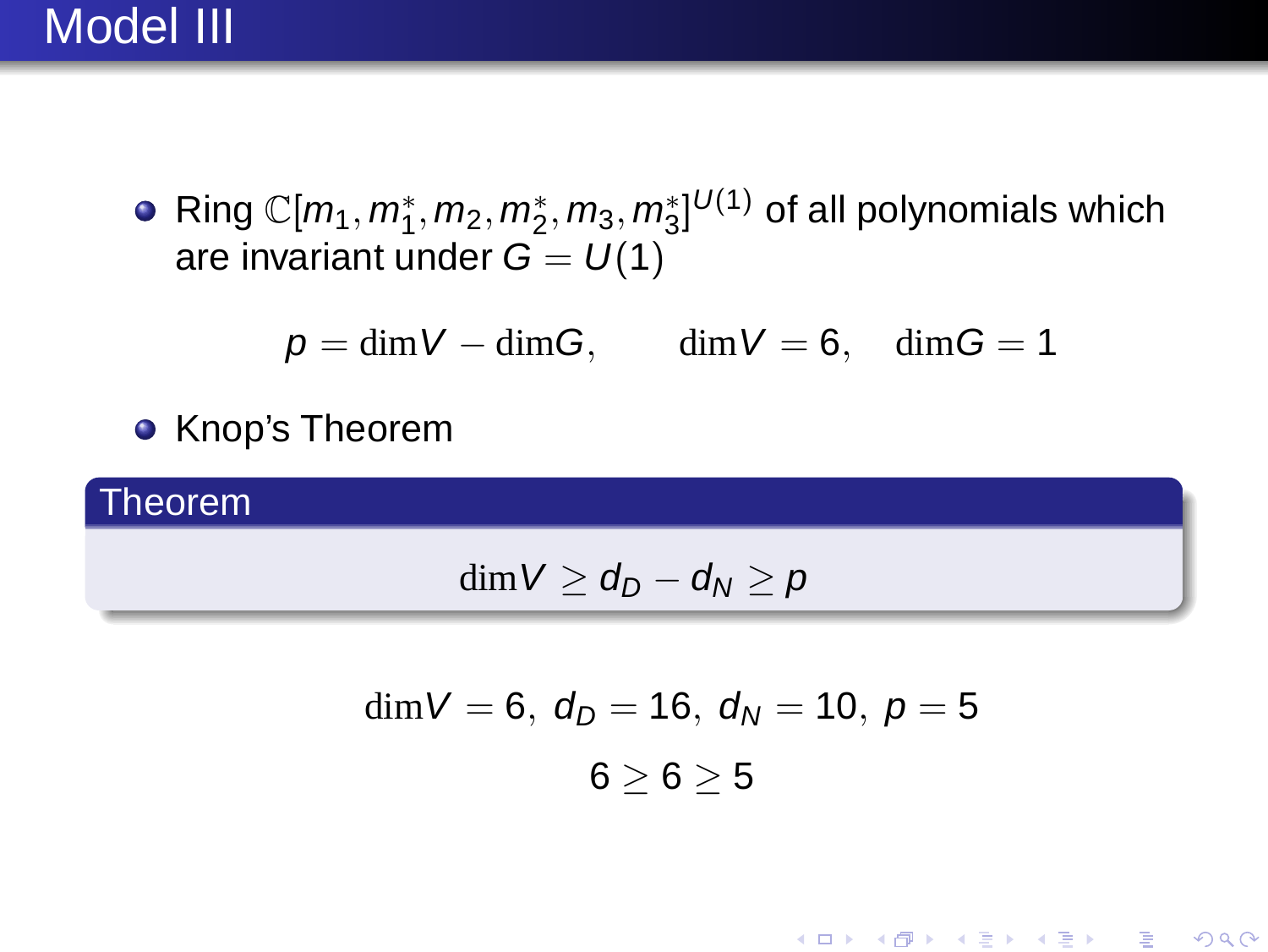# Model III

- Ring $\mathbb{C}[m_1, m_1^*, m_2, m_2^*, m_3, m_3^*]^{U(1)}$ of all polynomials which are invariant under $G = U(1)$

$$p = \dim V - \dim G, \qquad \dim V = 6, \quad \dim G = 1$$

- Knop's Theorem

**Theorem**

$$\dim V \geq d_D - d_N \geq p$$

$$\dim V = 6,\ d_D = 16,\ d_N = 10,\ p = 5$$

$$6 \geq 6 \geq 5$$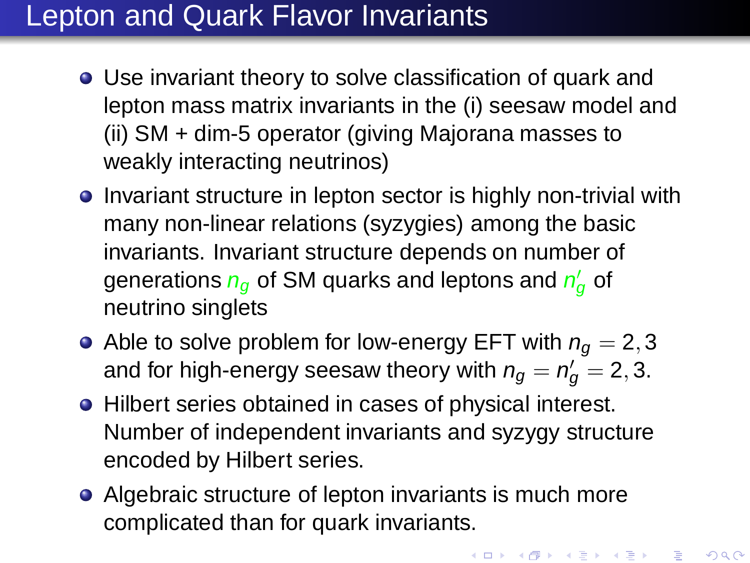# Lepton and Quark Flavor Invariants

- Use invariant theory to solve classification of quark and lepton mass matrix invariants in the (i) seesaw model and (ii) SM + dim-5 operator (giving Majorana masses to weakly interacting neutrinos)
- Invariant structure in lepton sector is highly non-trivial with many non-linear relations (syzygies) among the basic invariants. Invariant structure depends on number of generations $n_g$ of SM quarks and leptons and $n_g'$ of neutrino singlets
- Able to solve problem for low-energy EFT with $n_g = 2, 3$ and for high-energy seesaw theory with $n_g = n_g' = 2, 3$.
- Hilbert series obtained in cases of physical interest. Number of independent invariants and syzygy structure encoded by Hilbert series.
- Algebraic structure of lepton invariants is much more complicated than for quark invariants.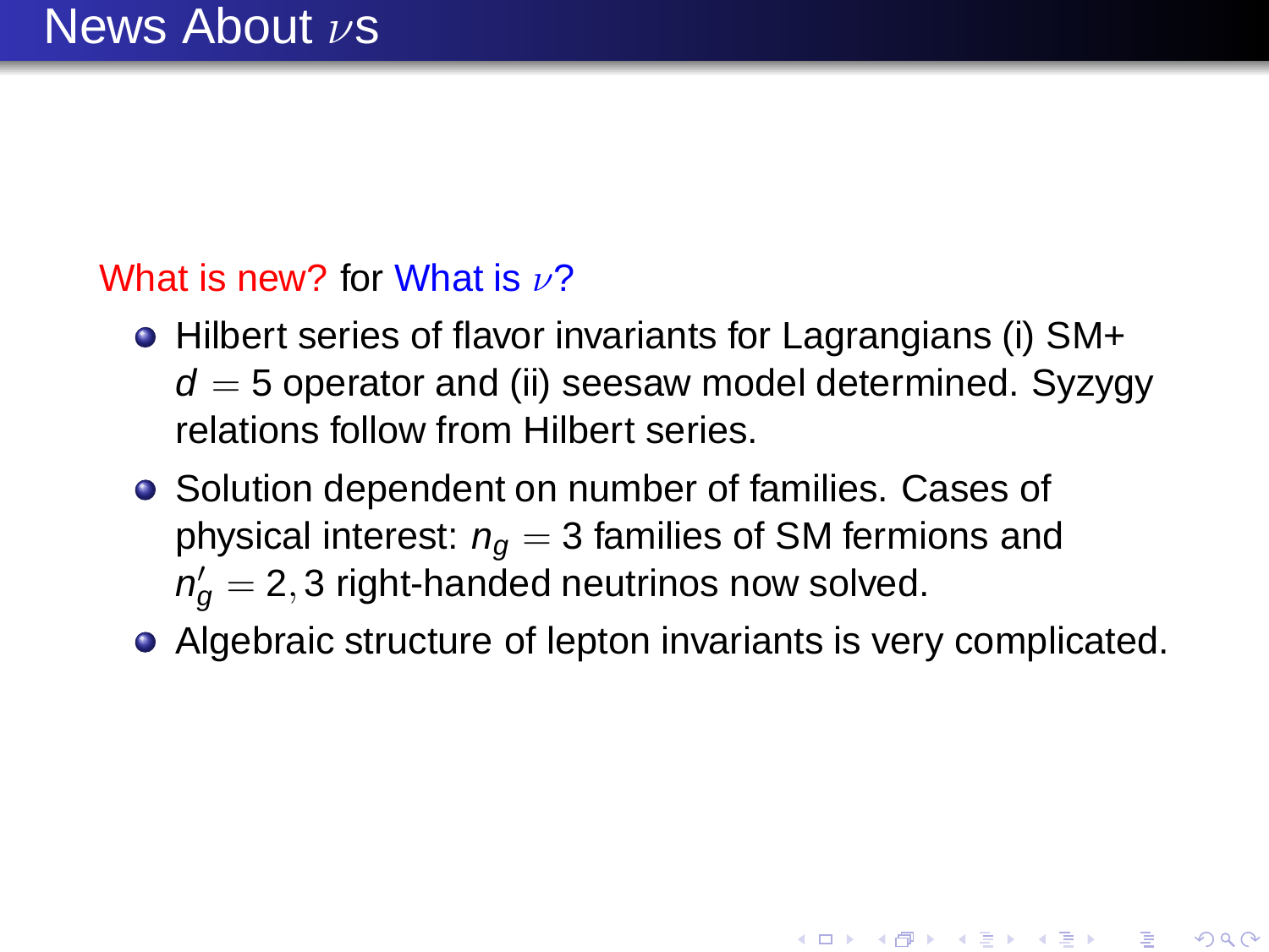# News About $\nu$s

What is new? for What is $\nu$?

- Hilbert series of flavor invariants for Lagrangians (i) SM+ $d = 5$ operator and (ii) seesaw model determined. Syzygy relations follow from Hilbert series.
- Solution dependent on number of families. Cases of physical interest: $n_g = 3$ families of SM fermions and $n'_g = 2, 3$ right-handed neutrinos now solved.
- Algebraic structure of lepton invariants is very complicated.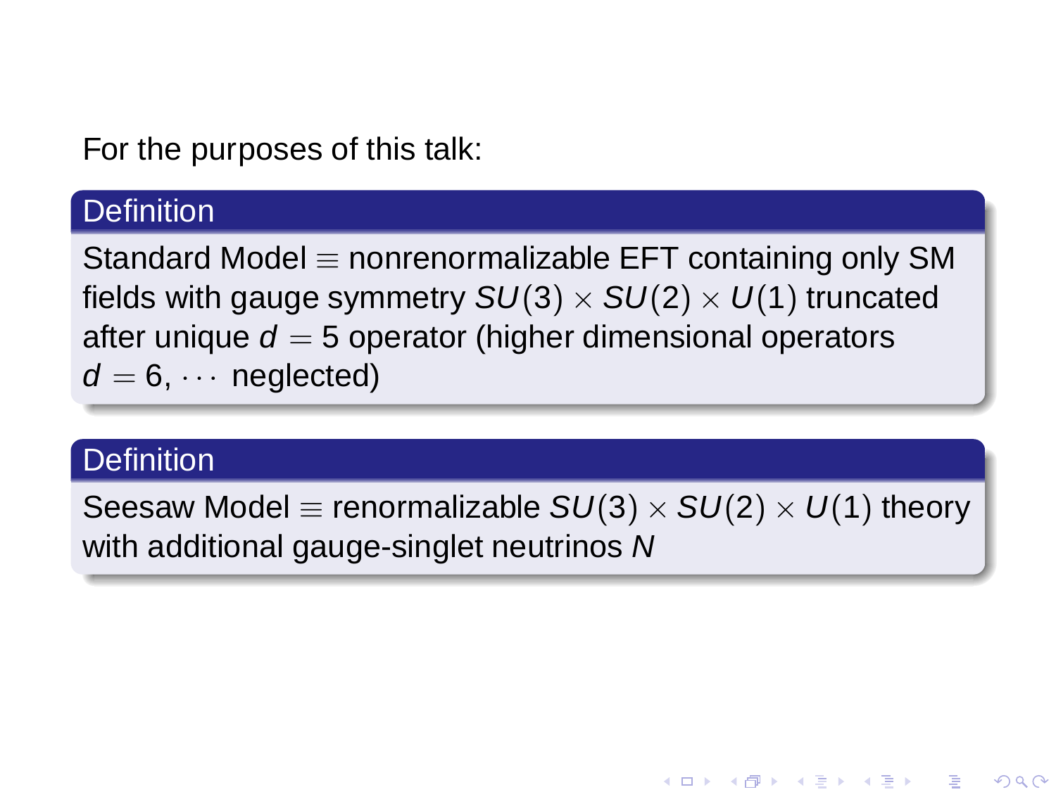For the purposes of this talk:

**Definition**

Standard Model $\equiv$ nonrenormalizable EFT containing only SM fields with gauge symmetry $SU(3) \times SU(2) \times U(1)$ truncated after unique $d = 5$ operator (higher dimensional operators $d = 6, \cdots$ neglected)

**Definition**

Seesaw Model $\equiv$ renormalizable $SU(3) \times SU(2) \times U(1)$ theory with additional gauge-singlet neutrinos $N$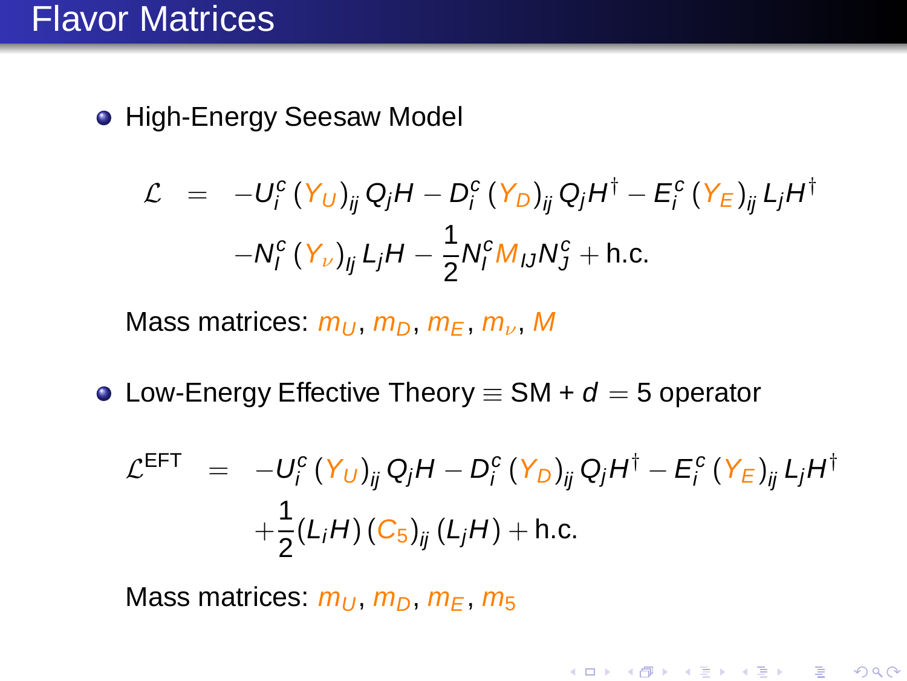# Flavor Matrices

- High-Energy Seesaw Model

$$
\begin{aligned}
\mathcal{L} &= -U_i^c \left(Y_U\right)_{ij} Q_j H - D_i^c \left(Y_D\right)_{ij} Q_j H^\dagger - E_i^c \left(Y_E\right)_{ij} L_j H^\dagger \\
&\quad - N_I^c \left(Y_\nu\right)_{Ij} L_j H - \frac{1}{2} N_I^c M_{IJ} N_J^c + \text{h.c.}
\end{aligned}
$$

  Mass matrices: $m_U$, $m_D$, $m_E$, $m_\nu$, $M$

- Low-Energy Effective Theory $\equiv$ SM + $d = 5$ operator

$$
\begin{aligned}
\mathcal{L}^{\text{EFT}} &= -U_i^c \left(Y_U\right)_{ij} Q_j H - D_i^c \left(Y_D\right)_{ij} Q_j H^\dagger - E_i^c \left(Y_E\right)_{ij} L_j H^\dagger \\
&\quad + \frac{1}{2} (L_i H) \left(C_5\right)_{ij} (L_j H) + \text{h.c.}
\end{aligned}
$$

  Mass matrices: $m_U$, $m_D$, $m_E$, $m_5$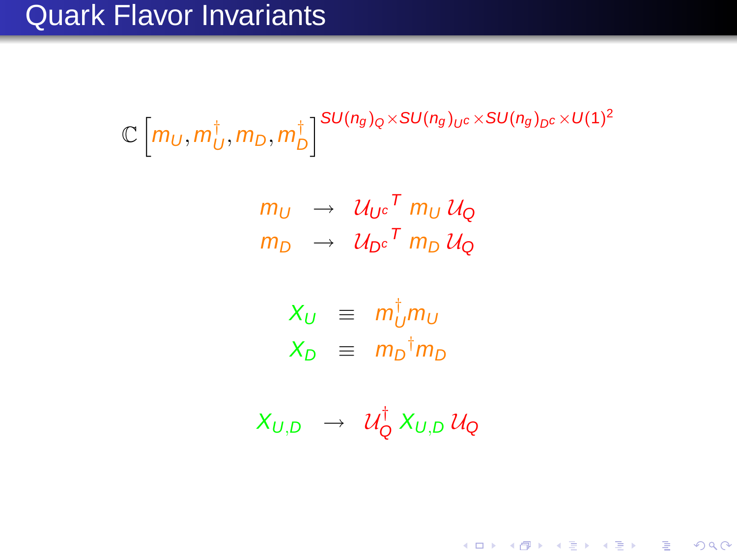# Quark Flavor Invariants

$$\mathbb{C}\left[m_U, m_U^\dagger, m_D, m_D^\dagger\right]^{SU(n_g)_Q \times SU(n_g)_{U^c} \times SU(n_g)_{D^c} \times U(1)^2}$$

$$\begin{aligned} m_U &\rightarrow {\mathcal{U}_{U^c}}^T \, m_U \, \mathcal{U}_Q \\ m_D &\rightarrow {\mathcal{U}_{D^c}}^T \, m_D \, \mathcal{U}_Q \end{aligned}$$

$$\begin{aligned} X_U &\equiv m_U^\dagger m_U \\ X_D &\equiv {m_D}^\dagger m_D \end{aligned}$$

$$X_{U,D} \rightarrow \mathcal{U}_Q^\dagger \, X_{U,D} \, \mathcal{U}_Q$$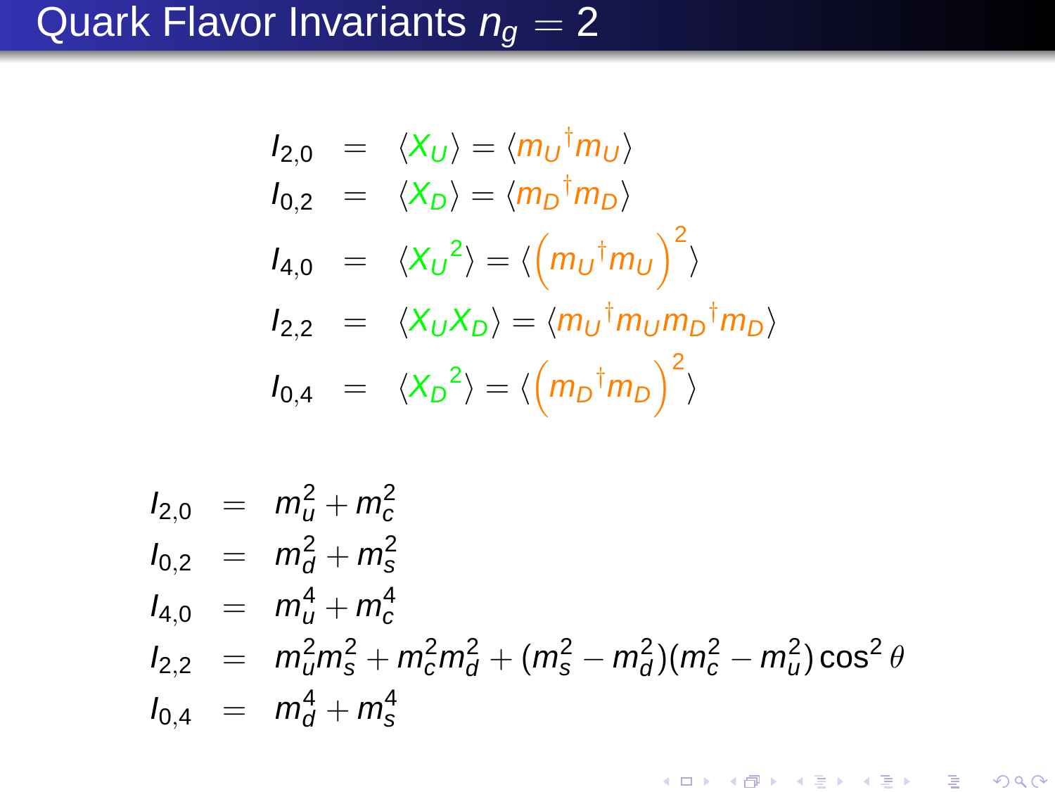# Quark Flavor Invariants $n_g = 2$

$$
\begin{aligned}
I_{2,0} &= \langle X_U \rangle = \langle {m_U}^\dagger m_U \rangle \\
I_{0,2} &= \langle X_D \rangle = \langle {m_D}^\dagger m_D \rangle \\
I_{4,0} &= \langle {X_U}^2 \rangle = \langle \left( {m_U}^\dagger m_U \right)^2 \rangle \\
I_{2,2} &= \langle X_U X_D \rangle = \langle {m_U}^\dagger m_U {m_D}^\dagger m_D \rangle \\
I_{0,4} &= \langle {X_D}^2 \rangle = \langle \left( {m_D}^\dagger m_D \right)^2 \rangle
\end{aligned}
$$

$$
\begin{aligned}
I_{2,0} &= m_u^2 + m_c^2 \\
I_{0,2} &= m_d^2 + m_s^2 \\
I_{4,0} &= m_u^4 + m_c^4 \\
I_{2,2} &= m_u^2 m_s^2 + m_c^2 m_d^2 + (m_s^2 - m_d^2)(m_c^2 - m_u^2)\cos^2\theta \\
I_{0,4} &= m_d^4 + m_s^4
\end{aligned}
$$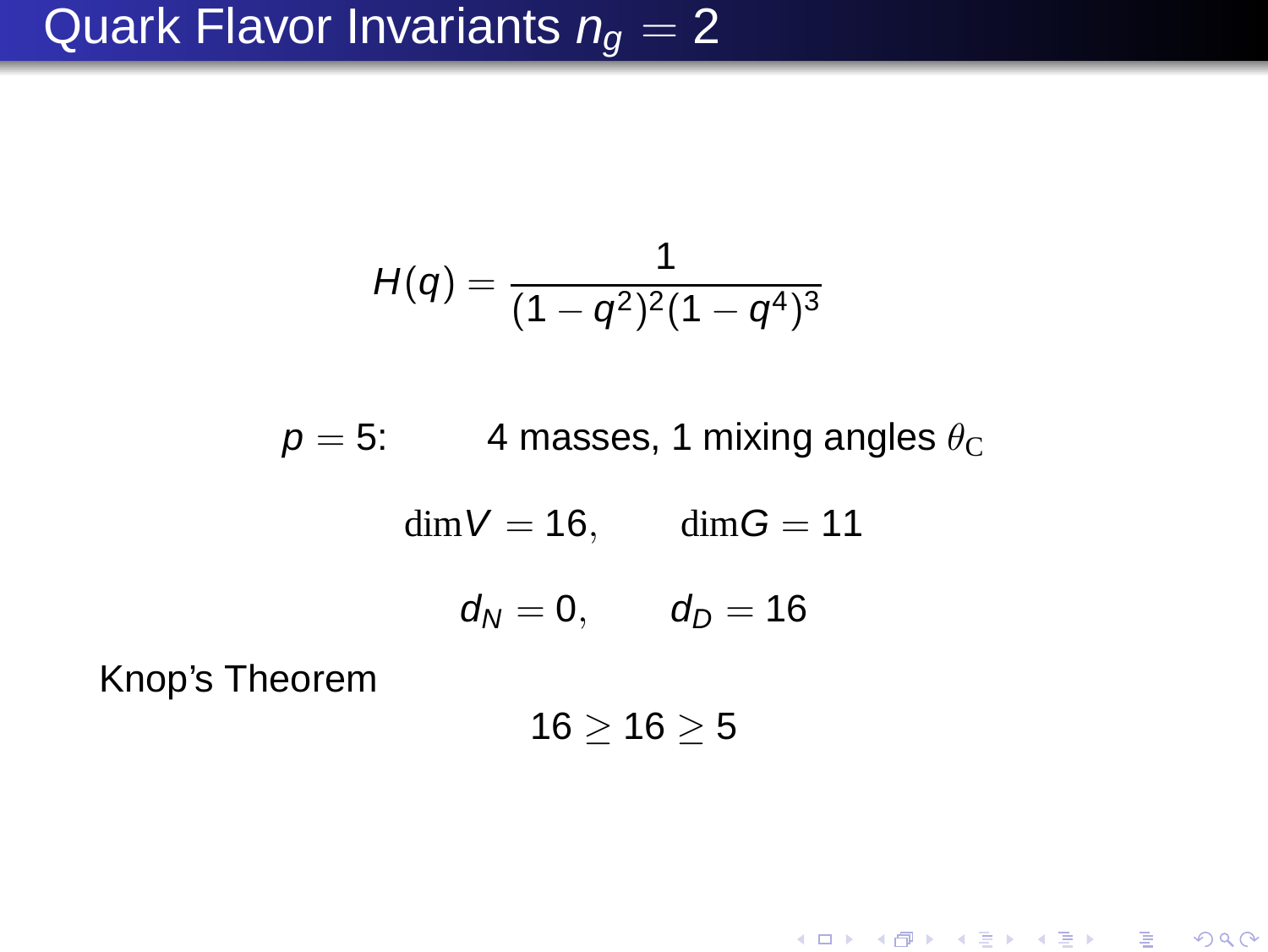# Quark Flavor Invariants $n_g = 2$

$$H(q) = \frac{1}{(1-q^2)^2(1-q^4)^3}$$

$p = 5$: 4 masses, 1 mixing angles $\theta_{\mathrm{C}}$

$$\dim V = 16, \qquad \dim G = 11$$

$$d_N = 0, \qquad d_D = 16$$

Knop's Theorem

$$16 \geq 16 \geq 5$$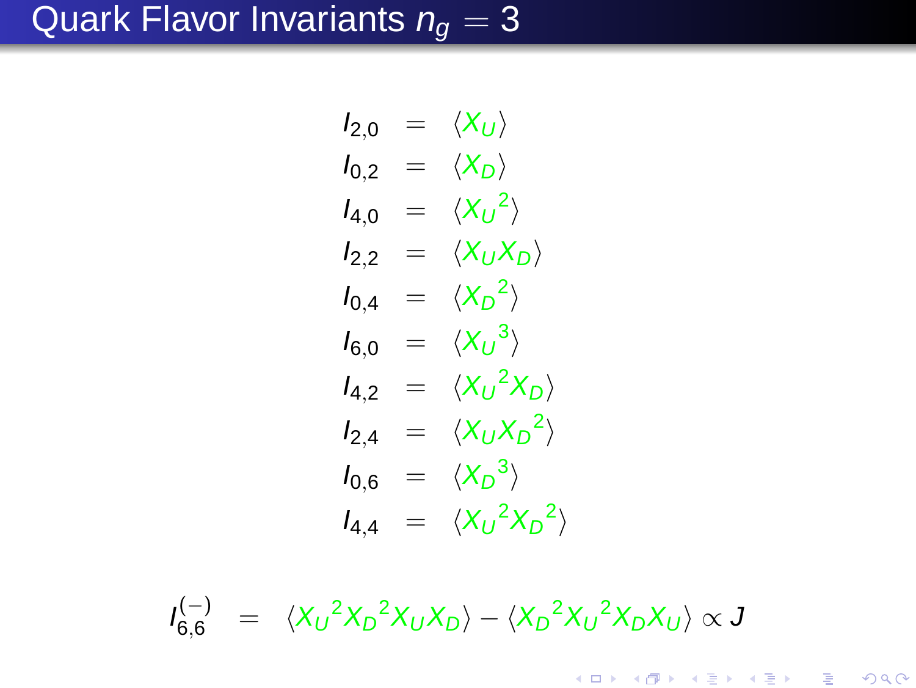# Quark Flavor Invariants $n_g = 3$

$$
\begin{aligned}
I_{2,0} &= \langle X_U \rangle \\
I_{0,2} &= \langle X_D \rangle \\
I_{4,0} &= \langle {X_U}^2 \rangle \\
I_{2,2} &= \langle X_U X_D \rangle \\
I_{0,4} &= \langle {X_D}^2 \rangle \\
I_{6,0} &= \langle {X_U}^3 \rangle \\
I_{4,2} &= \langle {X_U}^2 X_D \rangle \\
I_{2,4} &= \langle X_U {X_D}^2 \rangle \\
I_{0,6} &= \langle {X_D}^3 \rangle \\
I_{4,4} &= \langle {X_U}^2 {X_D}^2 \rangle
\end{aligned}
$$

$$
I_{6,6}^{(-)} = \langle {X_U}^2 {X_D}^2 X_U X_D \rangle - \langle {X_D}^2 {X_U}^2 X_D X_U \rangle \propto J
$$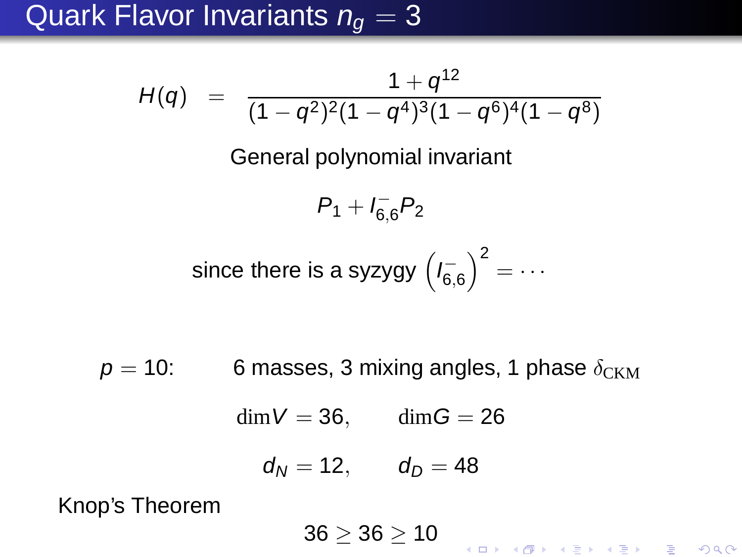# Quark Flavor Invariants $n_g = 3$

$$H(q) = \frac{1+q^{12}}{(1-q^2)^2(1-q^4)^3(1-q^6)^4(1-q^8)}$$

General polynomial invariant

$$P_1 + I^-_{6,6} P_2$$

since there is a syzygy $\left(I^-_{6,6}\right)^2 = \cdots$

$p = 10$: 6 masses, 3 mixing angles, 1 phase $\delta_{\text{CKM}}$

$$\dim V = 36, \qquad \dim G = 26$$

$$d_N = 12, \qquad d_D = 48$$

Knop's Theorem

$$36 \geq 36 \geq 10$$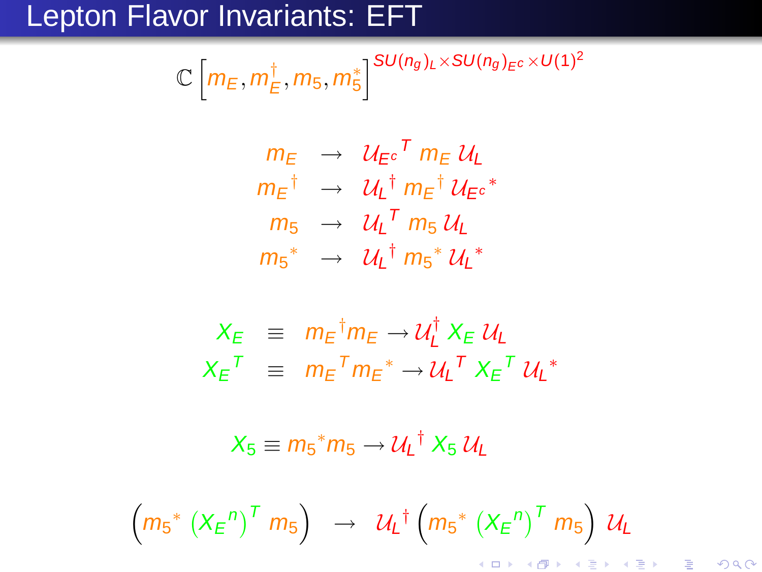# Lepton Flavor Invariants: EFT

$$\mathbb{C}\left[m_E, m_E^\dagger, m_5, m_5^*\right]^{SU(n_g)_L \times SU(n_g)_{E^c} \times U(1)^2}$$

$$\begin{aligned}
m_E &\rightarrow \mathcal{U}_{E^c}{}^T \, m_E \, \mathcal{U}_L \\
m_E{}^\dagger &\rightarrow \mathcal{U}_L{}^\dagger \, m_E{}^\dagger \, \mathcal{U}_{E^c}{}^* \\
m_5 &\rightarrow \mathcal{U}_L{}^T \, m_5 \, \mathcal{U}_L \\
m_5{}^* &\rightarrow \mathcal{U}_L{}^\dagger \, m_5{}^* \, \mathcal{U}_L{}^*
\end{aligned}$$

$$\begin{aligned}
X_E &\equiv m_E{}^\dagger m_E \rightarrow \mathcal{U}_L^\dagger \, X_E \, \mathcal{U}_L \\
X_E{}^T &\equiv m_E{}^T m_E{}^* \rightarrow \mathcal{U}_L{}^T \, X_E{}^T \, \mathcal{U}_L{}^*
\end{aligned}$$

$$X_5 \equiv m_5{}^* m_5 \rightarrow \mathcal{U}_L{}^\dagger \, X_5 \, \mathcal{U}_L$$

$$\left(m_5{}^* \, \left(X_E{}^n\right)^T \, m_5\right) \rightarrow \mathcal{U}_L{}^\dagger \left(m_5{}^* \, \left(X_E{}^n\right)^T \, m_5\right) \mathcal{U}_L$$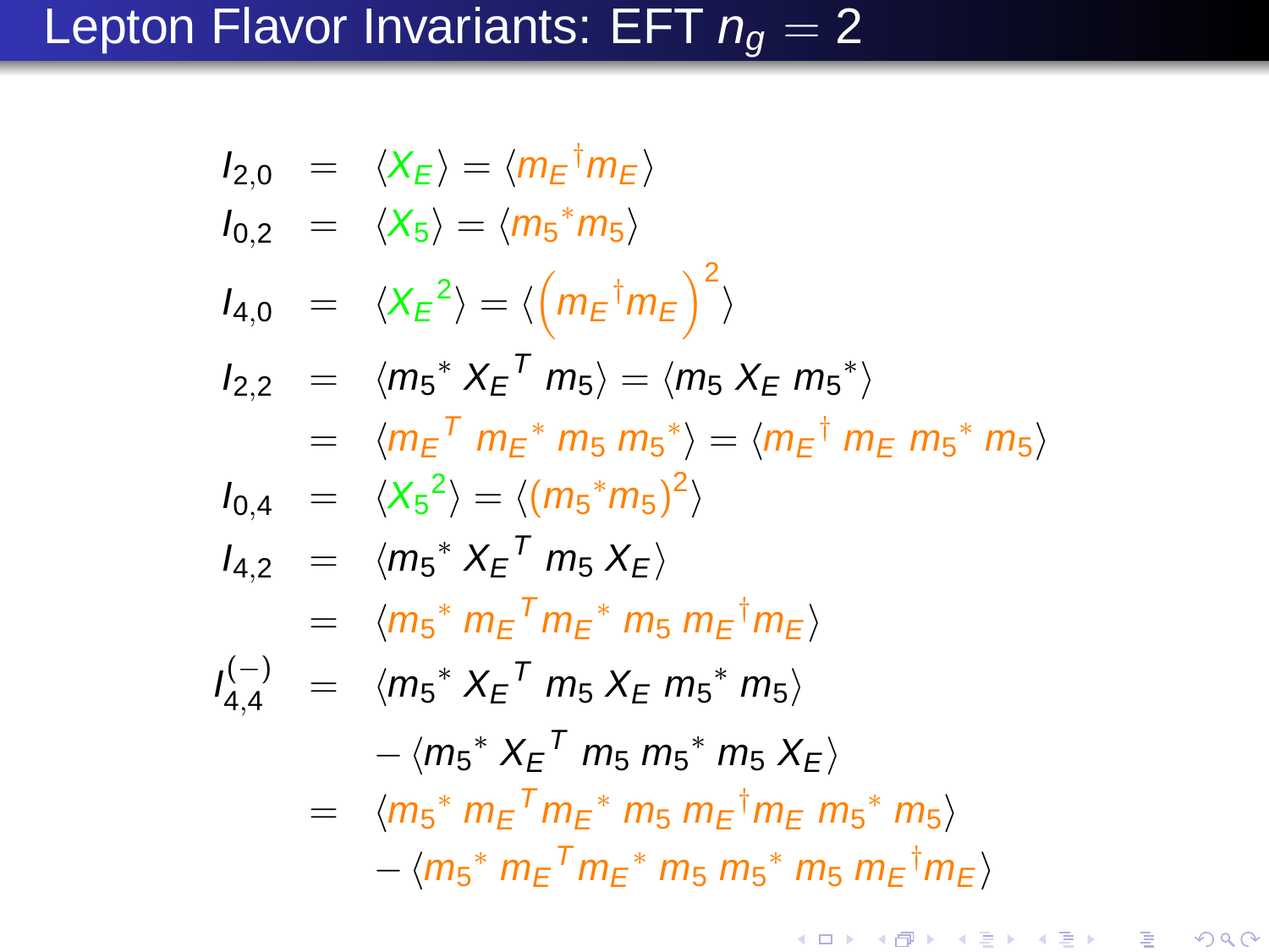# Lepton Flavor Invariants: EFT $n_g = 2$

$$
\begin{aligned}
I_{2,0} &= \langle X_E \rangle = \langle {m_E}^\dagger m_E \rangle \\
I_{0,2} &= \langle X_5 \rangle = \langle {m_5}^* m_5 \rangle \\
I_{4,0} &= \langle {X_E}^2 \rangle = \langle \left( {m_E}^\dagger m_E \right)^2 \rangle \\
I_{2,2} &= \langle {m_5}^* \, {X_E}^T \, m_5 \rangle = \langle m_5 \, X_E \, {m_5}^* \rangle \\
&= \langle {m_E}^T \, {m_E}^* \, m_5 \, {m_5}^* \rangle = \langle {m_E}^\dagger \, m_E \, {m_5}^* \, m_5 \rangle \\
I_{0,4} &= \langle {X_5}^2 \rangle = \langle ({m_5}^* m_5)^2 \rangle \\
I_{4,2} &= \langle {m_5}^* \, {X_E}^T \, m_5 \, X_E \rangle \\
&= \langle {m_5}^* \, {m_E}^T {m_E}^* \, m_5 \, {m_E}^\dagger m_E \rangle \\
I_{4,4}^{(-)} &= \langle {m_5}^* \, {X_E}^T \, m_5 \, X_E \, {m_5}^* \, m_5 \rangle \\
&\quad - \langle {m_5}^* \, {X_E}^T \, m_5 \, {m_5}^* \, m_5 \, X_E \rangle \\
&= \langle {m_5}^* \, {m_E}^T {m_E}^* \, m_5 \, {m_E}^\dagger m_E \, {m_5}^* \, m_5 \rangle \\
&\quad - \langle {m_5}^* \, {m_E}^T {m_E}^* \, m_5 \, {m_5}^* \, m_5 \, {m_E}^\dagger m_E \rangle
\end{aligned}
$$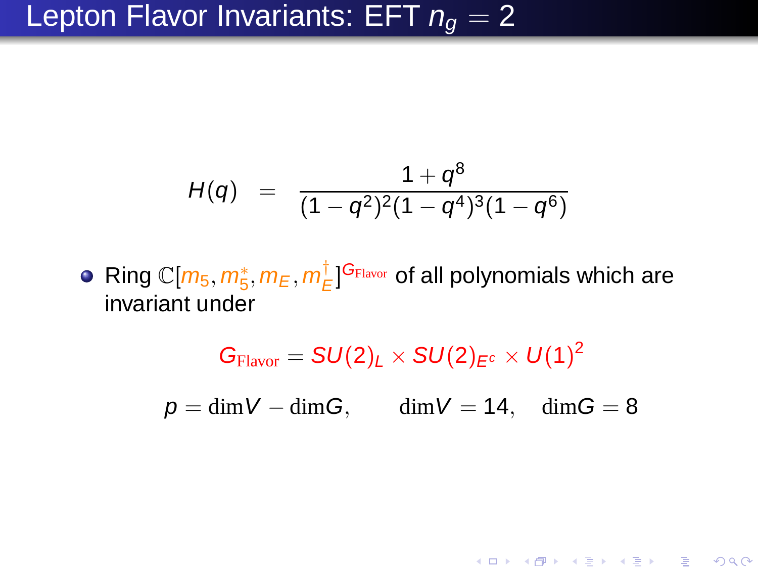# Lepton Flavor Invariants: EFT $n_g = 2$

$$H(q) = \frac{1+q^8}{(1-q^2)^2(1-q^4)^3(1-q^6)}$$

- Ring $\mathbb{C}[m_5, m_5^*, m_E, m_E^\dagger]^{G_{\rm Flavor}}$ of all polynomials which are invariant under

$$G_{\rm Flavor} = SU(2)_L \times SU(2)_{E^c} \times U(1)^2$$

$$p = {\rm dim} V - {\rm dim} G, \qquad {\rm dim} V = 14, \quad {\rm dim} G = 8$$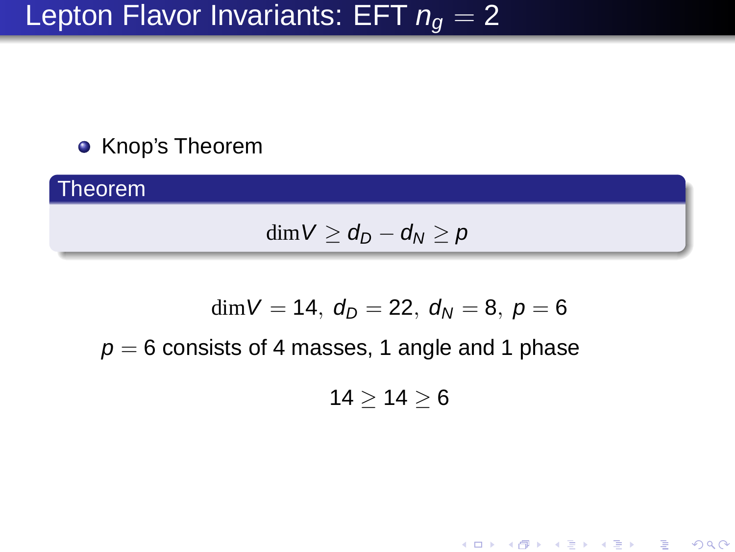# Lepton Flavor Invariants: EFT $n_g = 2$

- Knop's Theorem

**Theorem**

$$\dim V \geq d_D - d_N \geq p$$

$$\dim V = 14,\ d_D = 22,\ d_N = 8,\ p = 6$$

$p = 6$ consists of 4 masses, 1 angle and 1 phase

$$14 \geq 14 \geq 6$$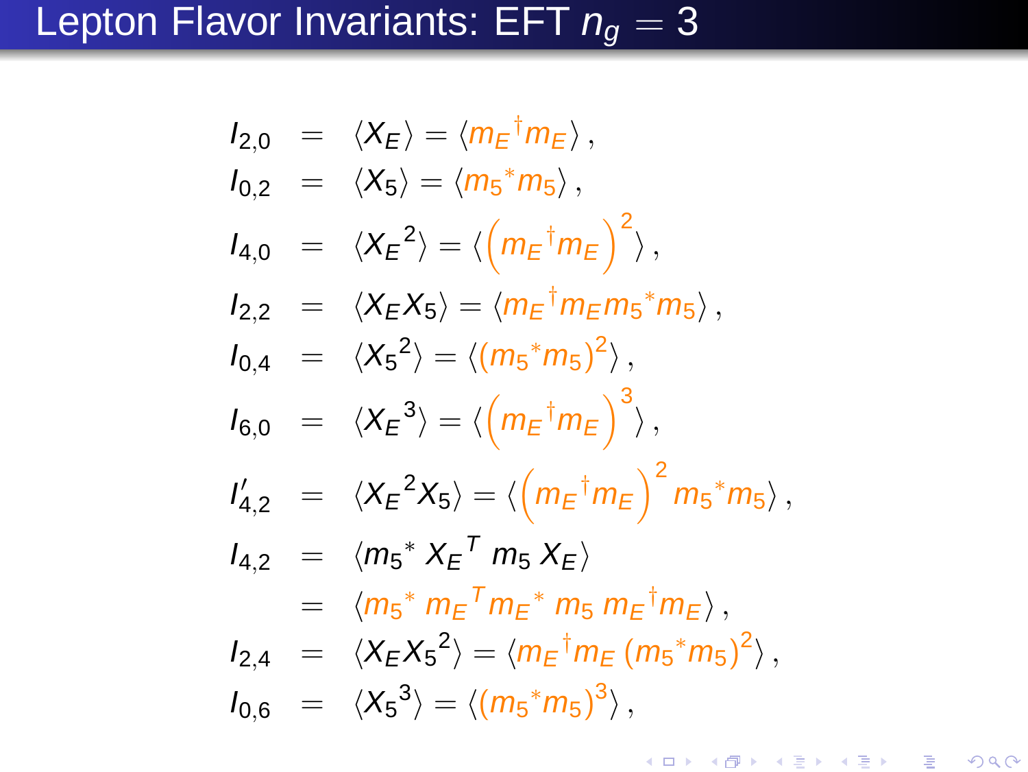# Lepton Flavor Invariants: EFT $n_g = 3$

$$
\begin{aligned}
I_{2,0} &= \langle X_E \rangle = \langle {m_E}^\dagger m_E \rangle \,, \\
I_{0,2} &= \langle X_5 \rangle = \langle {m_5}^* m_5 \rangle \,, \\
I_{4,0} &= \langle {X_E}^2 \rangle = \langle \left( {m_E}^\dagger m_E \right)^2 \rangle \,, \\
I_{2,2} &= \langle X_E X_5 \rangle = \langle {m_E}^\dagger m_E {m_5}^* m_5 \rangle \,, \\
I_{0,4} &= \langle {X_5}^2 \rangle = \langle ({m_5}^* m_5)^2 \rangle \,, \\
I_{6,0} &= \langle {X_E}^3 \rangle = \langle \left( {m_E}^\dagger m_E \right)^3 \rangle \,, \\
I'_{4,2} &= \langle {X_E}^2 X_5 \rangle = \langle \left( {m_E}^\dagger m_E \right)^2 {m_5}^* m_5 \rangle \,, \\
I_{4,2} &= \langle {m_5}^* \, {X_E}^T \, m_5 \, X_E \rangle \\
&= \langle {m_5}^* \, {m_E}^T {m_E}^* \, m_5 \, {m_E}^\dagger m_E \rangle \,, \\
I_{2,4} &= \langle X_E {X_5}^2 \rangle = \langle {m_E}^\dagger m_E \, ({m_5}^* m_5)^2 \rangle \,, \\
I_{0,6} &= \langle {X_5}^3 \rangle = \langle ({m_5}^* m_5)^3 \rangle \,,
\end{aligned}
$$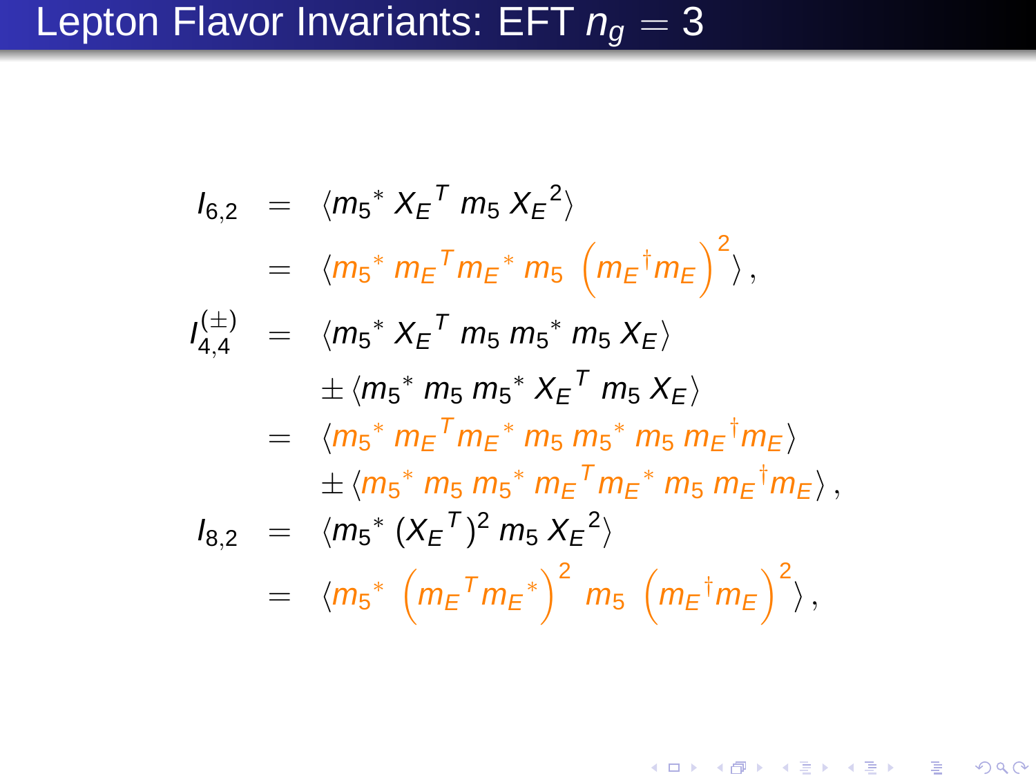# Lepton Flavor Invariants: EFT $n_g = 3$

$$
\begin{aligned}
I_{6,2} &= \langle {m_5}^* \, {X_E}^T \, m_5 \, {X_E}^2 \rangle \\
&= \langle {m_5}^* \, {m_E}^T {m_E}^* \, m_5 \, \left( {m_E}^\dagger m_E \right)^2 \rangle \,, \\
I_{4,4}^{(\pm)} &= \langle {m_5}^* \, {X_E}^T \, m_5 \, {m_5}^* \, m_5 \, X_E \rangle \\
&\quad \pm \langle {m_5}^* \, m_5 \, {m_5}^* \, {X_E}^T \, m_5 \, X_E \rangle \\
&= \langle {m_5}^* \, {m_E}^T {m_E}^* \, m_5 \, {m_5}^* \, m_5 \, {m_E}^\dagger m_E \rangle \\
&\quad \pm \langle {m_5}^* \, m_5 \, {m_5}^* \, {m_E}^T {m_E}^* \, m_5 \, {m_E}^\dagger m_E \rangle \,, \\
I_{8,2} &= \langle {m_5}^* \, ({X_E}^T)^2 \, m_5 \, {X_E}^2 \rangle \\
&= \langle {m_5}^* \, \left( {m_E}^T {m_E}^* \right)^2 \, m_5 \, \left( {m_E}^\dagger m_E \right)^2 \rangle \,,
\end{aligned}
$$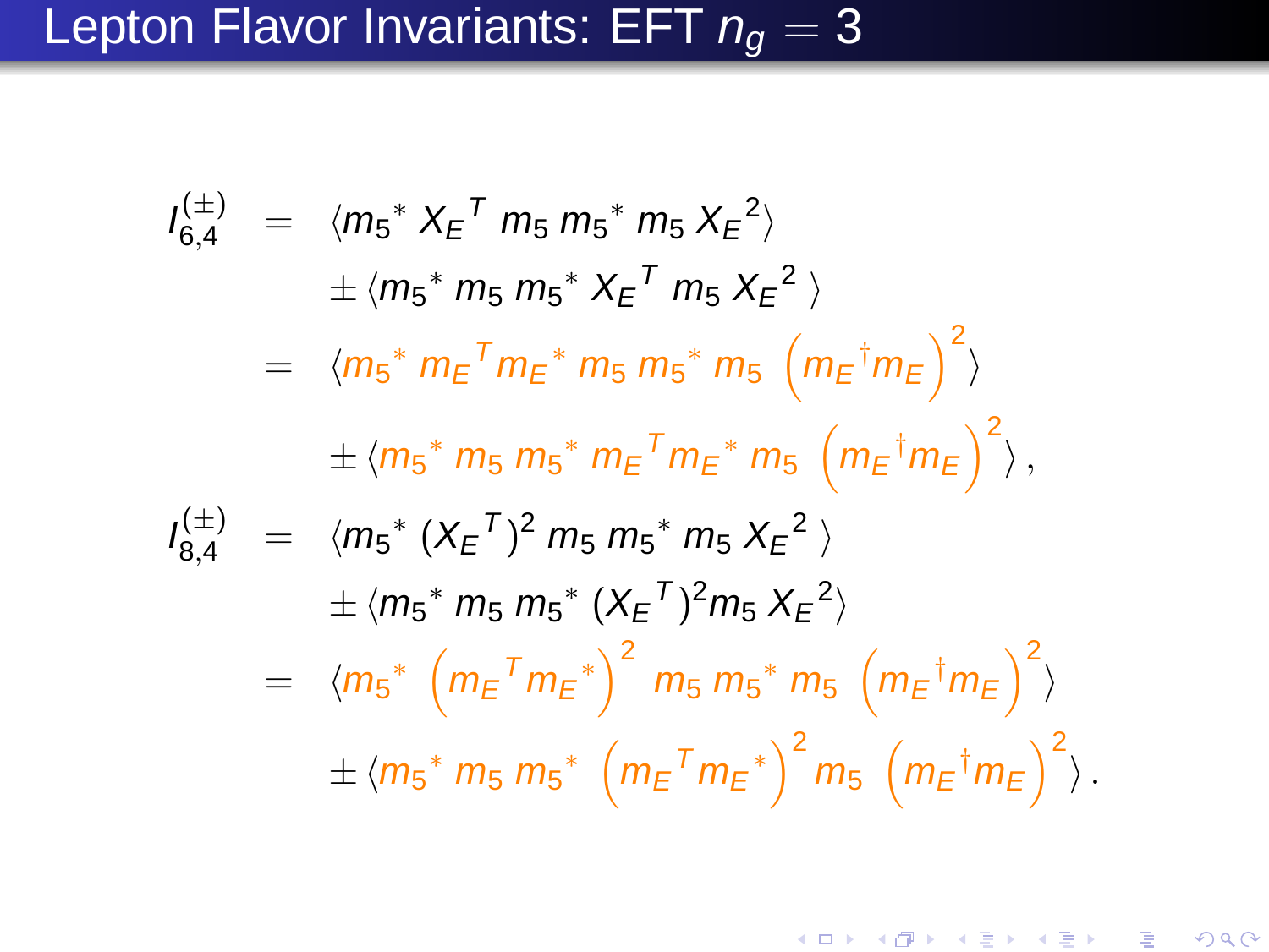# Lepton Flavor Invariants: EFT $n_g = 3$

$$
\begin{aligned}
I_{6,4}^{(\pm)} &= \langle {m_5}^* \, {X_E}^T \, m_5 \, {m_5}^* \, m_5 \, {X_E}^2 \rangle \\
&\quad \pm \langle {m_5}^* \, m_5 \, {m_5}^* \, {X_E}^T \, m_5 \, {X_E}^2 \rangle \\
&= \langle {m_5}^* \, {m_E}^T {m_E}^* \, m_5 \, {m_5}^* \, m_5 \, \left({m_E}^\dagger m_E\right)^2 \rangle \\
&\quad \pm \langle {m_5}^* \, m_5 \, {m_5}^* \, {m_E}^T {m_E}^* \, m_5 \, \left({m_E}^\dagger m_E\right)^2 \rangle \,, \\
I_{8,4}^{(\pm)} &= \langle {m_5}^* \, ({X_E}^T)^2 \, m_5 \, {m_5}^* \, m_5 \, {X_E}^2 \rangle \\
&\quad \pm \langle {m_5}^* \, m_5 \, {m_5}^* \, ({X_E}^T)^2 m_5 \, {X_E}^2 \rangle \\
&= \langle {m_5}^* \, \left({m_E}^T {m_E}^*\right)^2 \, m_5 \, {m_5}^* \, m_5 \, \left({m_E}^\dagger m_E\right)^2 \rangle \\
&\quad \pm \langle {m_5}^* \, m_5 \, {m_5}^* \, \left({m_E}^T {m_E}^*\right)^2 m_5 \, \left({m_E}^\dagger m_E\right)^2 \rangle \,.
\end{aligned}
$$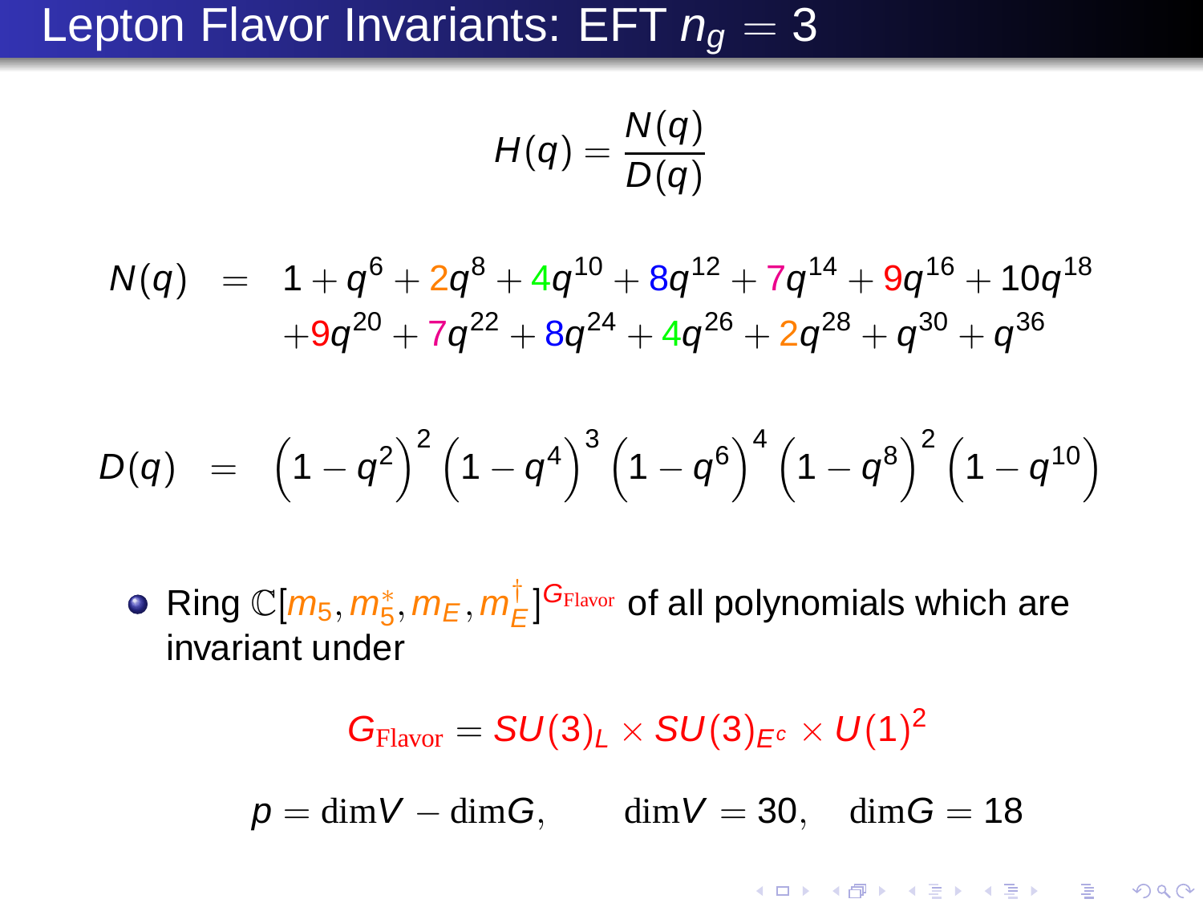# Lepton Flavor Invariants: EFT $n_g = 3$

$$H(q) = \frac{N(q)}{D(q)}$$

$$N(q) = 1 + q^6 + 2q^8 + 4q^{10} + 8q^{12} + 7q^{14} + 9q^{16} + 10q^{18} + 9q^{20} + 7q^{22} + 8q^{24} + 4q^{26} + 2q^{28} + q^{30} + q^{36}$$

$$D(q) = \left(1 - q^2\right)^2 \left(1 - q^4\right)^3 \left(1 - q^6\right)^4 \left(1 - q^8\right)^2 \left(1 - q^{10}\right)$$

- Ring $\mathbb{C}[m_5, m_5^*, m_E, m_E^\dagger]^{G_{\text{Flavor}}}$ of all polynomials which are invariant under

$$G_{\text{Flavor}} = SU(3)_L \times SU(3)_{E^c} \times U(1)^2$$

$$p = \dim V - \dim G, \qquad \dim V = 30, \quad \dim G = 18$$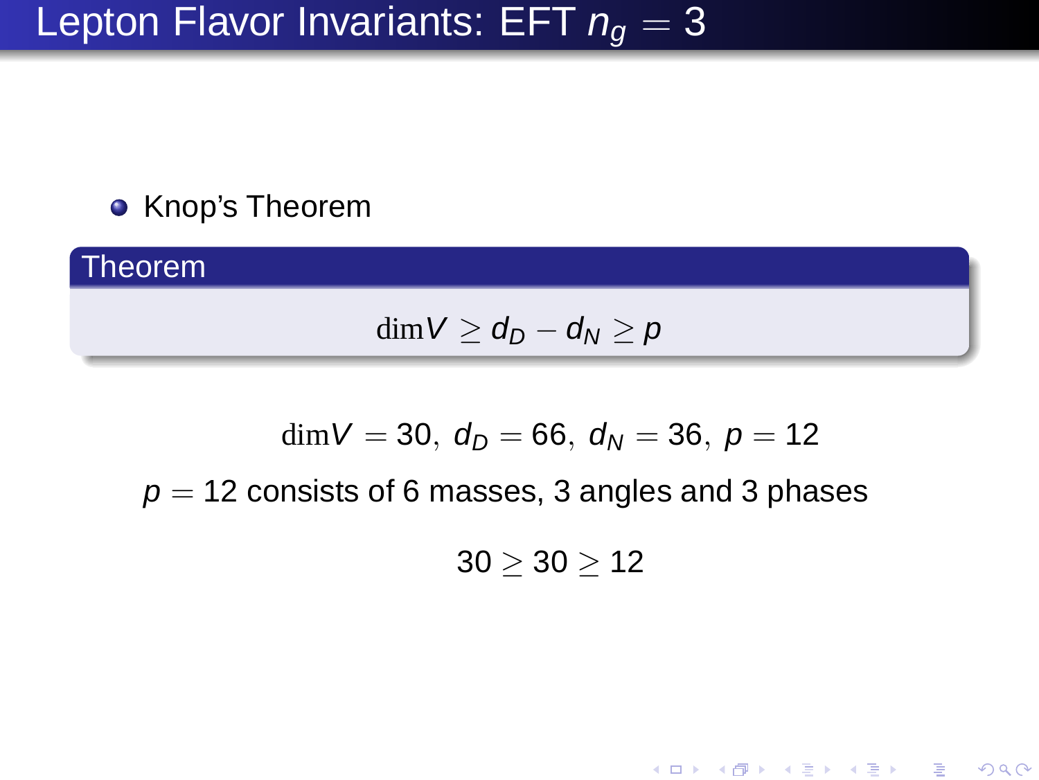# Lepton Flavor Invariants: EFT $n_g = 3$

- Knop's Theorem

**Theorem**

$$\dim V \geq d_D - d_N \geq p$$

$$\dim V = 30,\ d_D = 66,\ d_N = 36,\ p = 12$$

$p = 12$ consists of 6 masses, 3 angles and 3 phases

$$30 \geq 30 \geq 12$$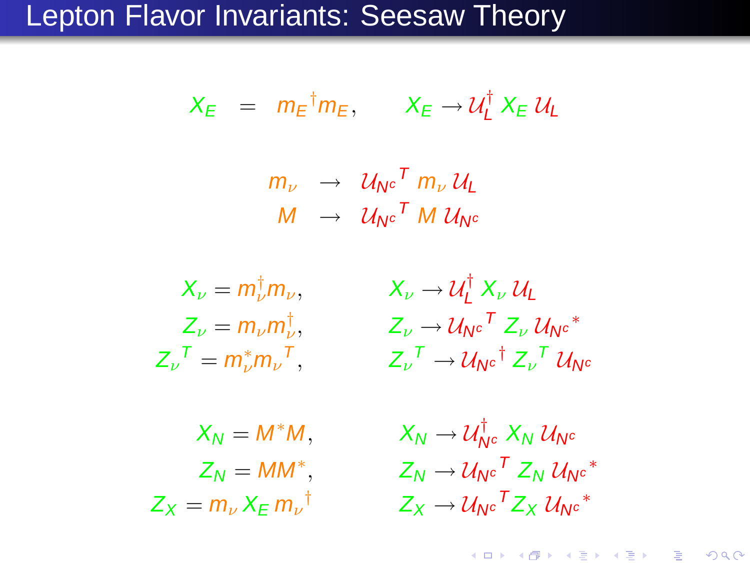# Lepton Flavor Invariants: Seesaw Theory

$$X_E = {m_E}^\dagger m_E, \qquad X_E \to \mathcal{U}_L^\dagger\, X_E\, \mathcal{U}_L$$

$$\begin{aligned} m_\nu &\to {\mathcal{U}_{N^c}}^T\, m_\nu\, \mathcal{U}_L \\ M &\to {\mathcal{U}_{N^c}}^T\, M\, \mathcal{U}_{N^c} \end{aligned}$$

$$\begin{aligned} X_\nu &= m_\nu^\dagger m_\nu, & X_\nu &\to \mathcal{U}_L^\dagger\, X_\nu\, \mathcal{U}_L \\ Z_\nu &= m_\nu m_\nu^\dagger, & Z_\nu &\to {\mathcal{U}_{N^c}}^T\, Z_\nu\, {\mathcal{U}_{N^c}}^* \\ {Z_\nu}^T &= m_\nu^* {m_\nu}^T, & {Z_\nu}^T &\to {\mathcal{U}_{N^c}}^\dagger\, {Z_\nu}^T\, \mathcal{U}_{N^c} \end{aligned}$$

$$\begin{aligned} X_N &= M^* M, & X_N &\to \mathcal{U}_{N^c}^\dagger\, X_N\, \mathcal{U}_{N^c} \\ Z_N &= M M^*, & Z_N &\to {\mathcal{U}_{N^c}}^T\, Z_N\, {\mathcal{U}_{N^c}}^* \\ Z_X &= m_\nu\, X_E\, {m_\nu}^\dagger & Z_X &\to {\mathcal{U}_{N^c}}^T Z_X\, {\mathcal{U}_{N^c}}^* \end{aligned}$$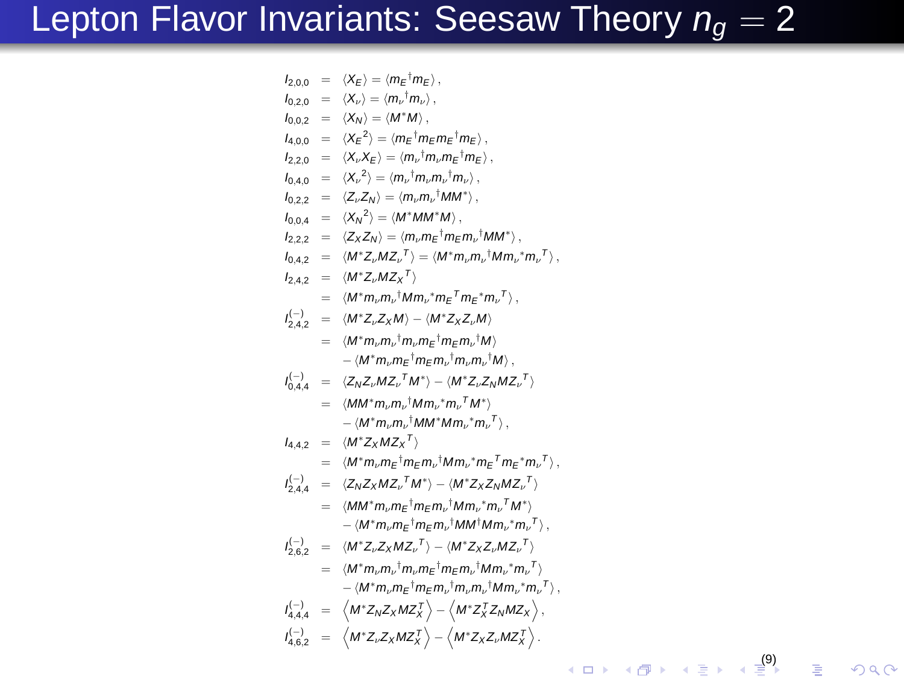# Lepton Flavor Invariants: Seesaw Theory $n_g = 2$

$$
\begin{aligned}
I_{2,0,0} &= \langle X_E \rangle = \langle m_E{}^\dagger m_E \rangle \,, \\
I_{0,2,0} &= \langle X_\nu \rangle = \langle m_\nu{}^\dagger m_\nu \rangle \,, \\
I_{0,0,2} &= \langle X_N \rangle = \langle M^* M \rangle \,, \\
I_{4,0,0} &= \langle X_E{}^2 \rangle = \langle m_E{}^\dagger m_E m_E{}^\dagger m_E \rangle \,, \\
I_{2,2,0} &= \langle X_\nu X_E \rangle = \langle m_\nu{}^\dagger m_\nu m_E{}^\dagger m_E \rangle \,, \\
I_{0,4,0} &= \langle X_\nu{}^2 \rangle = \langle m_\nu{}^\dagger m_\nu m_\nu{}^\dagger m_\nu \rangle \,, \\
I_{0,2,2} &= \langle Z_\nu Z_N \rangle = \langle m_\nu m_\nu{}^\dagger M M^* \rangle \,, \\
I_{0,0,4} &= \langle X_N{}^2 \rangle = \langle M^* M M^* M \rangle \,, \\
I_{2,2,2} &= \langle Z_X Z_N \rangle = \langle m_\nu m_E{}^\dagger m_E m_\nu{}^\dagger M M^* \rangle \,, \\
I_{0,4,2} &= \langle M^* Z_\nu M Z_\nu{}^T \rangle = \langle M^* m_\nu m_\nu{}^\dagger M m_\nu{}^* m_\nu{}^T \rangle \,, \\
I_{2,4,2} &= \langle M^* Z_\nu M Z_X{}^T \rangle \\
&= \langle M^* m_\nu m_\nu{}^\dagger M m_\nu{}^* m_E{}^T m_E{}^* m_\nu{}^T \rangle \,, \\
I^{(-)}_{2,4,2} &= \langle M^* Z_\nu Z_X M \rangle - \langle M^* Z_X Z_\nu M \rangle \\
&= \langle M^* m_\nu m_\nu{}^\dagger m_\nu m_E{}^\dagger m_E m_\nu{}^\dagger M \rangle \\
&\quad - \langle M^* m_\nu m_E{}^\dagger m_E m_\nu{}^\dagger m_\nu m_\nu{}^\dagger M \rangle \,, \\
I^{(-)}_{0,4,4} &= \langle Z_N Z_\nu M Z_\nu{}^T M^* \rangle - \langle M^* Z_\nu Z_N M Z_\nu{}^T \rangle \\
&= \langle M M^* m_\nu m_\nu{}^\dagger M m_\nu{}^* m_\nu{}^T M^* \rangle \\
&\quad - \langle M^* m_\nu m_\nu{}^\dagger M M^* M m_\nu{}^* m_\nu{}^T \rangle \,, \\
I_{4,4,2} &= \langle M^* Z_X M Z_X{}^T \rangle \\
&= \langle M^* m_\nu m_E{}^\dagger m_E m_\nu{}^\dagger M m_\nu{}^* m_E{}^T m_E{}^* m_\nu{}^T \rangle \,, \\
I^{(-)}_{2,4,4} &= \langle Z_N Z_X M Z_\nu{}^T M^* \rangle - \langle M^* Z_X Z_N M Z_\nu{}^T \rangle \\
&= \langle M M^* m_\nu m_E{}^\dagger m_E m_\nu{}^\dagger M m_\nu{}^* m_\nu{}^T M^* \rangle \\
&\quad - \langle M^* m_\nu m_E{}^\dagger m_E m_\nu{}^\dagger M M^\dagger M m_\nu{}^* m_\nu{}^T \rangle \,, \\
I^{(-)}_{2,6,2} &= \langle M^* Z_\nu Z_X M Z_\nu{}^T \rangle - \langle M^* Z_X Z_\nu M Z_\nu{}^T \rangle \\
&= \langle M^* m_\nu m_\nu{}^\dagger m_\nu m_E{}^\dagger m_E m_\nu{}^\dagger M m_\nu{}^* m_\nu{}^T \rangle \\
&\quad - \langle M^* m_\nu m_E{}^\dagger m_E m_\nu{}^\dagger m_\nu m_\nu{}^\dagger M m_\nu{}^* m_\nu{}^T \rangle \,, \\
I^{(-)}_{4,4,4} &= \left\langle M^* Z_N Z_X M Z_X^T \right\rangle - \left\langle M^* Z_X^T Z_N M Z_X \right\rangle , \\
I^{(-)}_{4,6,2} &= \left\langle M^* Z_\nu Z_X M Z_X^T \right\rangle - \left\langle M^* Z_X Z_\nu M Z_X^T \right\rangle .
\end{aligned}
$$

(9)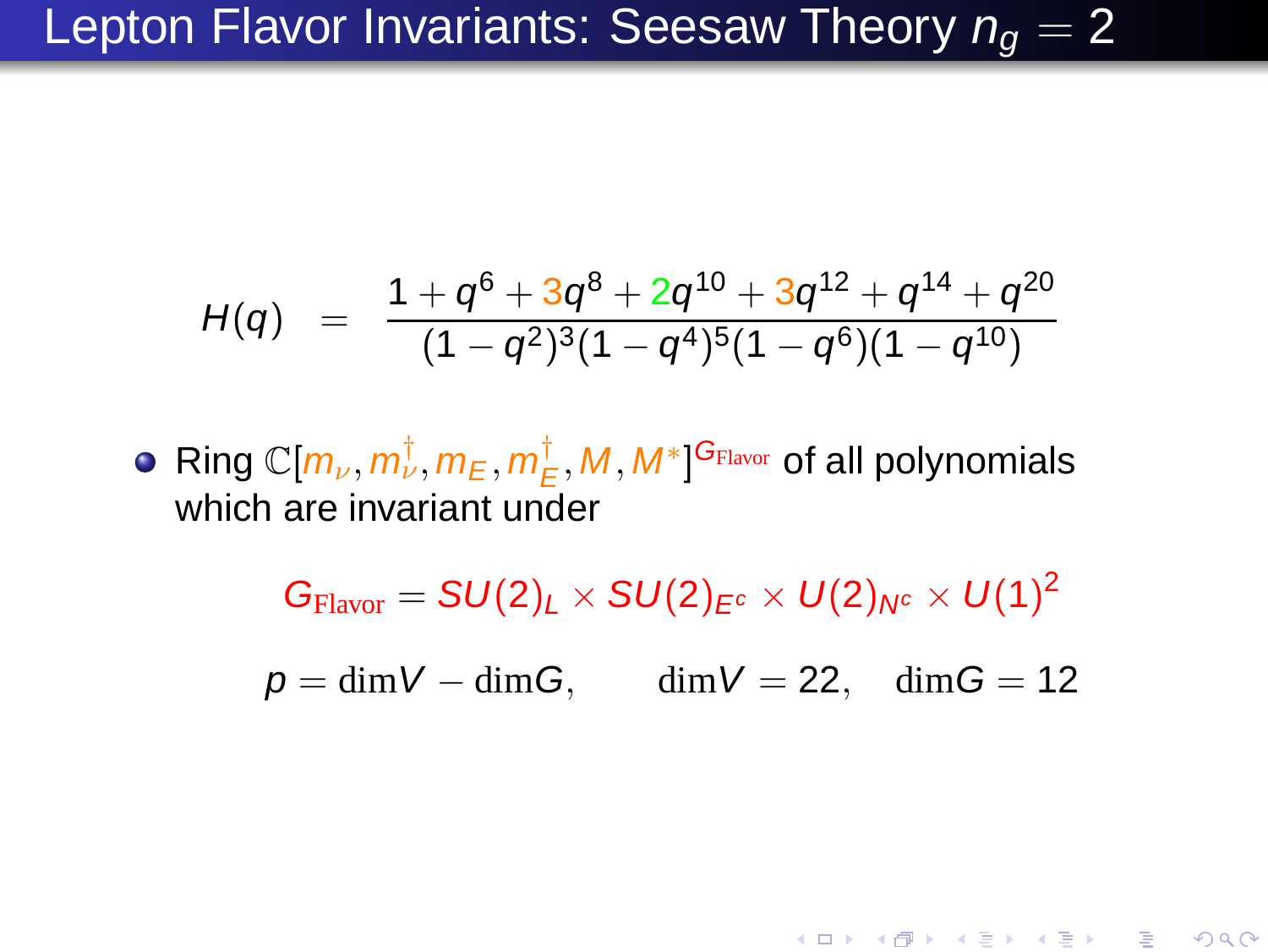# Lepton Flavor Invariants: Seesaw Theory $n_g = 2$

$$H(q) = \frac{1 + q^6 + 3q^8 + 2q^{10} + 3q^{12} + q^{14} + q^{20}}{(1-q^2)^3(1-q^4)^5(1-q^6)(1-q^{10})}$$

- Ring $\mathbb{C}[m_\nu, m_\nu^\dagger, m_E, m_E^\dagger, M, M^*]^{G_{\text{Flavor}}}$ of all polynomials which are invariant under

$$G_{\text{Flavor}} = SU(2)_L \times SU(2)_{E^c} \times U(2)_{N^c} \times U(1)^2$$

$$p = \text{dim}V - \text{dim}G, \qquad \text{dim}V = 22, \quad \text{dim}G = 12$$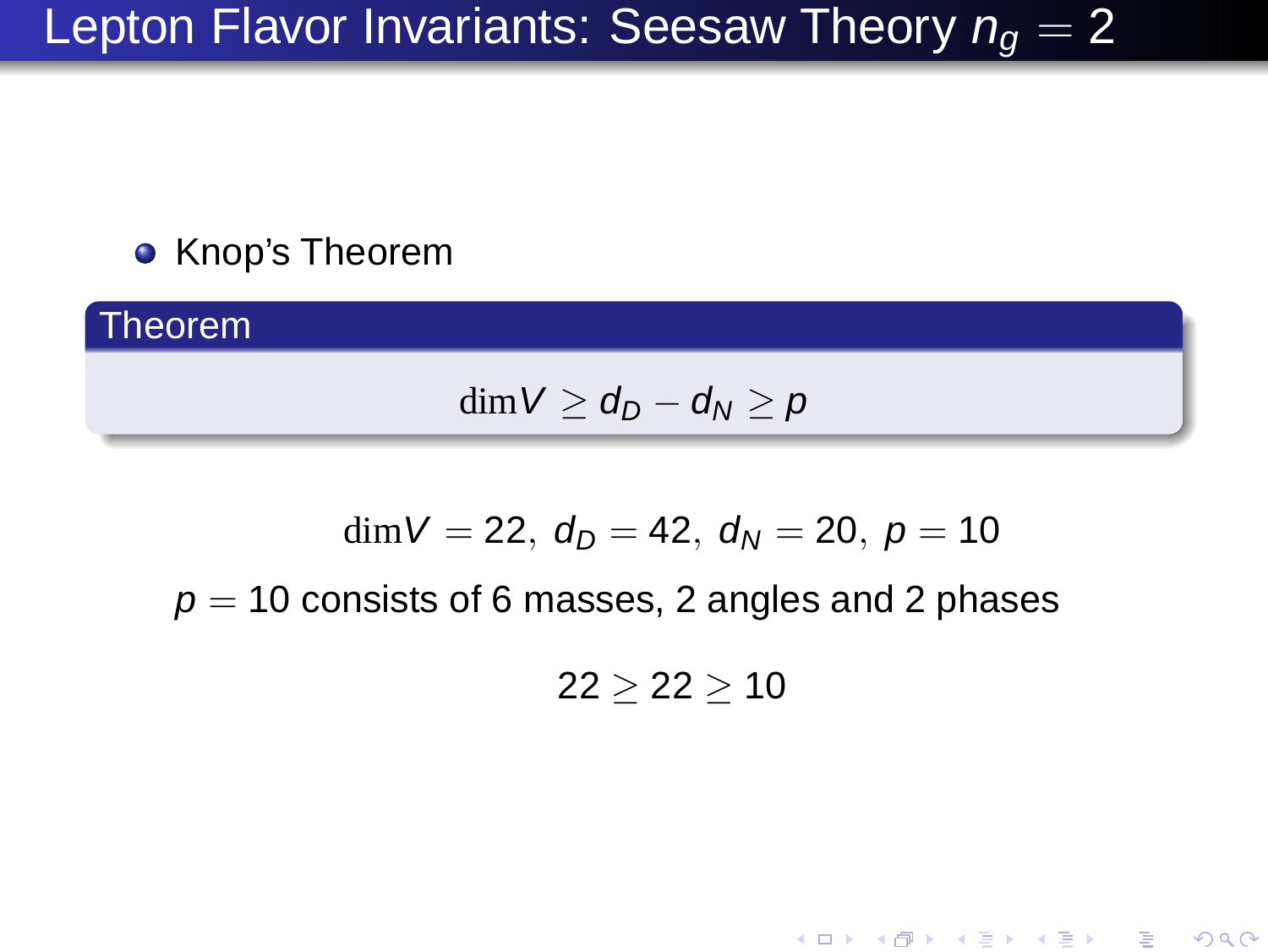# Lepton Flavor Invariants: Seesaw Theory $n_g = 2$

- Knop's Theorem

**Theorem**

$$\dim V \geq d_D - d_N \geq p$$

$$\dim V = 22,\ d_D = 42,\ d_N = 20,\ p = 10$$

$p = 10$ consists of 6 masses, 2 angles and 2 phases

$$22 \geq 22 \geq 10$$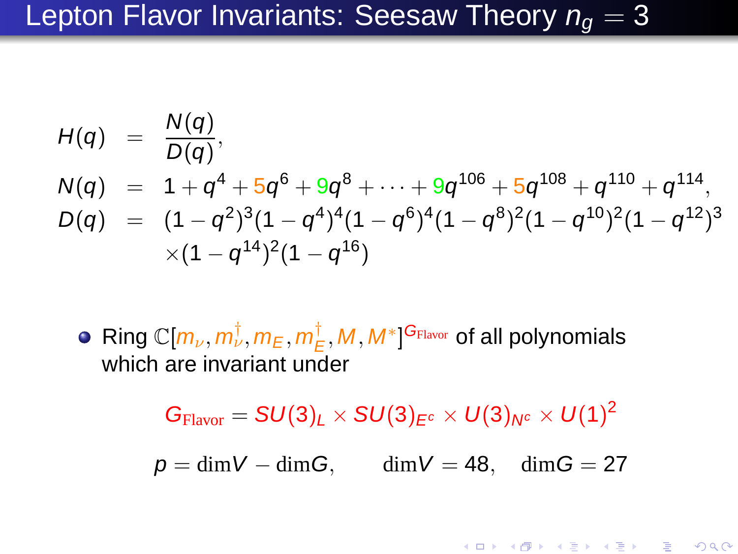# Lepton Flavor Invariants: Seesaw Theory $n_g = 3$

$$
\begin{aligned}
H(q) &= \frac{N(q)}{D(q)}, \\
N(q) &= 1 + q^4 + 5q^6 + 9q^8 + \cdots + 9q^{106} + 5q^{108} + q^{110} + q^{114}, \\
D(q) &= (1-q^2)^3(1-q^4)^4(1-q^6)^4(1-q^8)^2(1-q^{10})^2(1-q^{12})^3 \\
&\quad \times(1-q^{14})^2(1-q^{16})
\end{aligned}
$$

- Ring $\mathbb{C}[m_\nu, m_\nu^\dagger, m_E, m_E^\dagger, M, M^*]^{G_{\text{Flavor}}}$ of all polynomials which are invariant under

$$
G_{\text{Flavor}} = SU(3)_L \times SU(3)_{E^c} \times U(3)_{N^c} \times U(1)^2
$$

$$
p = \dim V - \dim G, \qquad \dim V = 48, \quad \dim G = 27
$$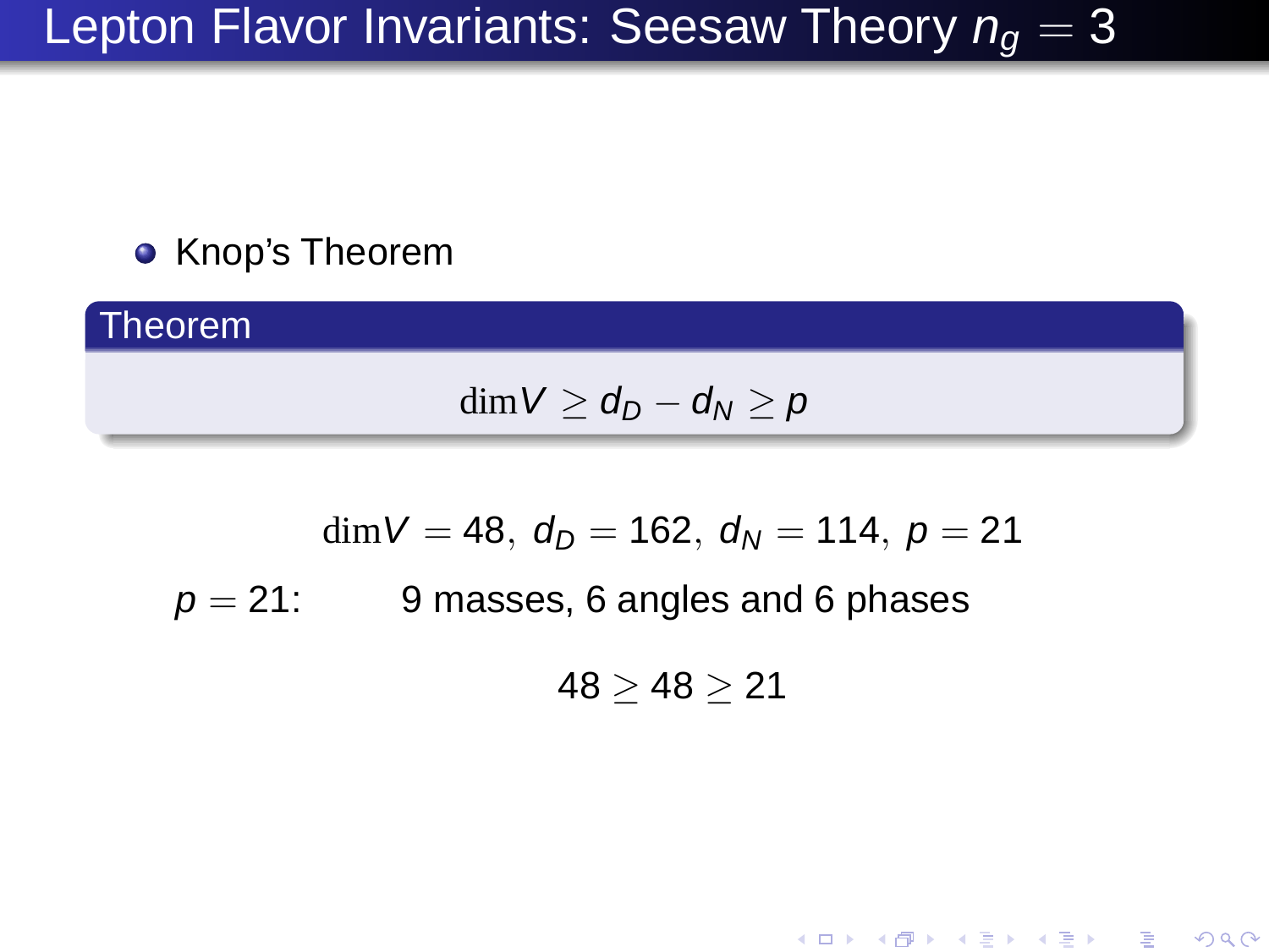# Lepton Flavor Invariants: Seesaw Theory $n_g = 3$

- Knop's Theorem

**Theorem**

$$\dim V \geq d_D - d_N \geq p$$

$$\dim V = 48, \; d_D = 162, \; d_N = 114, \; p = 21$$

$p = 21$: 9 masses, 6 angles and 6 phases

$$48 \geq 48 \geq 21$$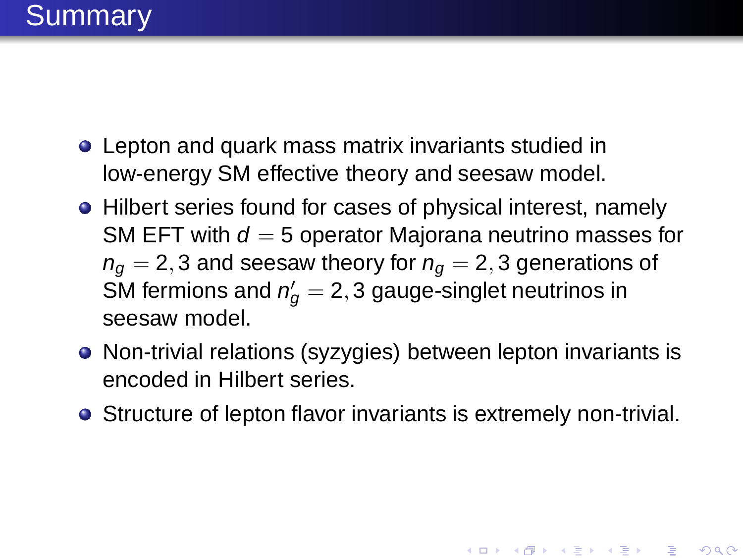# Summary

- Lepton and quark mass matrix invariants studied in low-energy SM effective theory and seesaw model.
- Hilbert series found for cases of physical interest, namely SM EFT with $d = 5$ operator Majorana neutrino masses for $n_g = 2, 3$ and seesaw theory for $n_g = 2, 3$ generations of SM fermions and $n_g' = 2, 3$ gauge-singlet neutrinos in seesaw model.
- Non-trivial relations (syzygies) between lepton invariants is encoded in Hilbert series.
- Structure of lepton flavor invariants is extremely non-trivial.